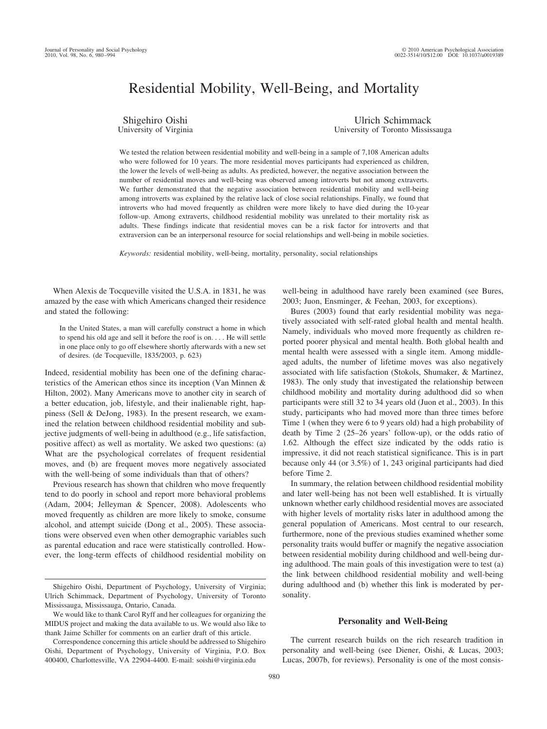# Residential Mobility, Well-Being, and Mortality

Shigehiro Oishi
University of Virginia

Ulrich Schimmack
University of Toronto Mississauga

We tested the relation between residential mobility and well-being in a sample of 7,108 American adults who were followed for 10 years. The more residential moves participants had experienced as children, the lower the levels of well-being as adults. As predicted, however, the negative association between the number of residential moves and well-being was observed among introverts but not among extraverts. We further demonstrated that the negative association between residential mobility and well-being among introverts was explained by the relative lack of close social relationships. Finally, we found that introverts who had moved frequently as children were more likely to have died during the 10-year follow-up. Among extraverts, childhood residential mobility was unrelated to their mortality risk as adults. These findings indicate that residential moves can be a risk factor for introverts and that extraversion can be an interpersonal resource for social relationships and well-being in mobile societies.

*Keywords:* residential mobility, well-being, mortality, personality, social relationships

When Alexis de Tocqueville visited the U.S.A. in 1831, he was amazed by the ease with which Americans changed their residence and stated the following:

> In the United States, a man will carefully construct a home in which to spend his old age and sell it before the roof is on. . . . He will settle in one place only to go off elsewhere shortly afterwards with a new set of desires. (de Tocqueville, 1835/2003, p. 623)

Indeed, residential mobility has been one of the defining characteristics of the American ethos since its inception (Van Minnen & Hilton, 2002). Many Americans move to another city in search of a better education, job, lifestyle, and their inalienable right, happiness (Sell & DeJong, 1983). In the present research, we examined the relation between childhood residential mobility and subjective judgments of well-being in adulthood (e.g., life satisfaction, positive affect) as well as mortality. We asked two questions: (a) What are the psychological correlates of frequent residential moves, and (b) are frequent moves more negatively associated with the well-being of some individuals than that of others?

Previous research has shown that children who move frequently tend to do poorly in school and report more behavioral problems (Adam, 2004; Jelleyman & Spencer, 2008). Adolescents who moved frequently as children are more likely to smoke, consume alcohol, and attempt suicide (Dong et al., 2005). These associations were observed even when other demographic variables such as parental education and race were statistically controlled. However, the long-term effects of childhood residential mobility on well-being in adulthood have rarely been examined (see Bures, 2003; Juon, Ensminger, & Feehan, 2003, for exceptions).

Bures (2003) found that early residential mobility was negatively associated with self-rated global health and mental health. Namely, individuals who moved more frequently as children reported poorer physical and mental health. Both global health and mental health were assessed with a single item. Among middle-aged adults, the number of lifetime moves was also negatively associated with life satisfaction (Stokols, Shumaker, & Martinez, 1983). The only study that investigated the relationship between childhood mobility and mortality during adulthood did so when participants were still 32 to 34 years old (Juon et al., 2003). In this study, participants who had moved more than three times before Time 1 (when they were 6 to 9 years old) had a high probability of death by Time 2 (25–26 years' follow-up), or the odds ratio of 1.62. Although the effect size indicated by the odds ratio is impressive, it did not reach statistical significance. This is in part because only 44 (or 3.5%) of 1, 243 original participants had died before Time 2.

In summary, the relation between childhood residential mobility and later well-being has not been well established. It is virtually unknown whether early childhood residential moves are associated with higher levels of mortality risks later in adulthood among the general population of Americans. Most central to our research, furthermore, none of the previous studies examined whether some personality traits would buffer or magnify the negative association between residential mobility during childhood and well-being during adulthood. The main goals of this investigation were to test (a) the link between childhood residential mobility and well-being during adulthood and (b) whether this link is moderated by personality.

## Personality and Well-Being

The current research builds on the rich research tradition in personality and well-being (see Diener, Oishi, & Lucas, 2003; Lucas, 2007b, for reviews). Personality is one of the most consis-

---

Shigehiro Oishi, Department of Psychology, University of Virginia; Ulrich Schimmack, Department of Psychology, University of Toronto Mississauga, Mississauga, Ontario, Canada.

We would like to thank Carol Ryff and her colleagues for organizing the MIDUS project and making the data available to us. We would also like to thank Jaime Schiller for comments on an earlier draft of this article.

Correspondence concerning this article should be addressed to Shigehiro Oishi, Department of Psychology, University of Virginia, P.O. Box 400400, Charlottesville, VA 22904-4400. E-mail: soishi@virginia.edu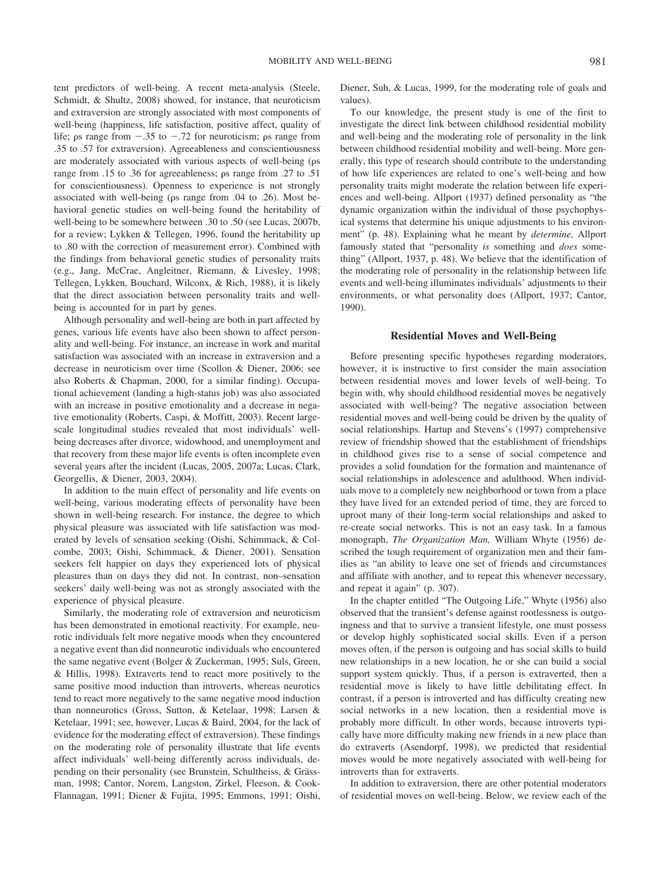tent predictors of well-being. A recent meta-analysis (Steele, Schmidt, & Shultz, 2008) showed, for instance, that neuroticism and extraversion are strongly associated with most components of well-being (happiness, life satisfaction, positive affect, quality of life; ρs range from −.35 to −.72 for neuroticism; ρs range from .35 to .57 for extraversion). Agreeableness and conscientiousness are moderately associated with various aspects of well-being (ρs range from .15 to .36 for agreeableness; ρs range from .27 to .51 for conscientiousness). Openness to experience is not strongly associated with well-being (ρs range from .04 to .26). Most behavioral genetic studies on well-being found the heritability of well-being to be somewhere between .30 to .50 (see Lucas, 2007b, for a review; Lykken & Tellegen, 1996, found the heritability up to .80 with the correction of measurement error). Combined with the findings from behavioral genetic studies of personality traits (e.g., Jang, McCrae, Angleitner, Riemann, & Livesley, 1998; Tellegen, Lykken, Bouchard, Wilconx, & Rich, 1988), it is likely that the direct association between personality traits and well-being is accounted for in part by genes.

Although personality and well-being are both in part affected by genes, various life events have also been shown to affect personality and well-being. For instance, an increase in work and marital satisfaction was associated with an increase in extraversion and a decrease in neuroticism over time (Scollon & Diener, 2006; see also Roberts & Chapman, 2000, for a similar finding). Occupational achievement (landing a high-status job) was also associated with an increase in positive emotionality and a decrease in negative emotionality (Roberts, Caspi, & Moffitt, 2003). Recent large-scale longitudinal studies revealed that most individuals' well-being decreases after divorce, widowhood, and unemployment and that recovery from these major life events is often incomplete even several years after the incident (Lucas, 2005, 2007a; Lucas, Clark, Georgellis, & Diener, 2003, 2004).

In addition to the main effect of personality and life events on well-being, various moderating effects of personality have been shown in well-being research. For instance, the degree to which physical pleasure was associated with life satisfaction was moderated by levels of sensation seeking (Oishi, Schimmack, & Colcombe, 2003; Oishi, Schimmack, & Diener, 2001). Sensation seekers felt happier on days they experienced lots of physical pleasures than on days they did not. In contrast, non–sensation seekers' daily well-being was not as strongly associated with the experience of physical pleasure.

Similarly, the moderating role of extraversion and neuroticism has been demonstrated in emotional reactivity. For example, neurotic individuals felt more negative moods when they encountered a negative event than did nonneurotic individuals who encountered the same negative event (Bolger & Zuckerman, 1995; Suls, Green, & Hillis, 1998). Extraverts tend to react more positively to the same positive mood induction than introverts, whereas neurotics tend to react more negatively to the same negative mood induction than nonneurotics (Gross, Sutton, & Ketelaar, 1998; Larsen & Ketelaar, 1991; see, however, Lucas & Baird, 2004, for the lack of evidence for the moderating effect of extraversion). These findings on the moderating role of personality illustrate that life events affect individuals' well-being differently across individuals, depending on their personality (see Brunstein, Schultheiss, & Grässman, 1998; Cantor, Norem, Langston, Zirkel, Fleeson, & Cook-Flannagan, 1991; Diener & Fujita, 1995; Emmons, 1991; Oishi, Diener, Suh, & Lucas, 1999, for the moderating role of goals and values).

To our knowledge, the present study is one of the first to investigate the direct link between childhood residential mobility and well-being and the moderating role of personality in the link between childhood residential mobility and well-being. More generally, this type of research should contribute to the understanding of how life experiences are related to one's well-being and how personality traits might moderate the relation between life experiences and well-being. Allport (1937) defined personality as "the dynamic organization within the individual of those psychophysical systems that determine his unique adjustments to his environment" (p. 48). Explaining what he meant by *determine,* Allport famously stated that "personality *is* something and *does* something" (Allport, 1937, p. 48). We believe that the identification of the moderating role of personality in the relationship between life events and well-being illuminates individuals' adjustments to their environments, or what personality does (Allport, 1937; Cantor, 1990).

## Residential Moves and Well-Being

Before presenting specific hypotheses regarding moderators, however, it is instructive to first consider the main association between residential moves and lower levels of well-being. To begin with, why should childhood residential moves be negatively associated with well-being? The negative association between residential moves and well-being could be driven by the quality of social relationships. Hartup and Stevens's (1997) comprehensive review of friendship showed that the establishment of friendships in childhood gives rise to a sense of social competence and provides a solid foundation for the formation and maintenance of social relationships in adolescence and adulthood. When individuals move to a completely new neighborhood or town from a place they have lived for an extended period of time, they are forced to uproot many of their long-term social relationships and asked to re-create social networks. This is not an easy task. In a famous monograph, *The Organization Man,* William Whyte (1956) described the tough requirement of organization men and their families as "an ability to leave one set of friends and circumstances and affiliate with another, and to repeat this whenever necessary, and repeat it again" (p. 307).

In the chapter entitled "The Outgoing Life," Whyte (1956) also observed that the transient's defense against rootlessness is outgoingness and that to survive a transient lifestyle, one must possess or develop highly sophisticated social skills. Even if a person moves often, if the person is outgoing and has social skills to build new relationships in a new location, he or she can build a social support system quickly. Thus, if a person is extraverted, then a residential move is likely to have little debilitating effect. In contrast, if a person is introverted and has difficulty creating new social networks in a new location, then a residential move is probably more difficult. In other words, because introverts typically have more difficulty making new friends in a new place than do extraverts (Asendorpf, 1998), we predicted that residential moves would be more negatively associated with well-being for introverts than for extraverts.

In addition to extraversion, there are other potential moderators of residential moves on well-being. Below, we review each of the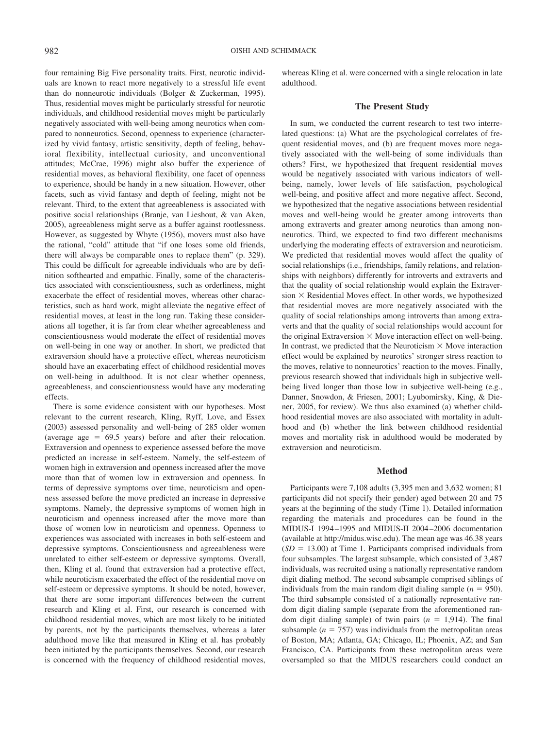four remaining Big Five personality traits. First, neurotic individuals are known to react more negatively to a stressful life event than do nonneurotic individuals (Bolger & Zuckerman, 1995). Thus, residential moves might be particularly stressful for neurotic individuals, and childhood residential moves might be particularly negatively associated with well-being among neurotics when compared to nonneurotics. Second, openness to experience (characterized by vivid fantasy, artistic sensitivity, depth of feeling, behavioral flexibility, intellectual curiosity, and unconventional attitudes; McCrae, 1996) might also buffer the experience of residential moves, as behavioral flexibility, one facet of openness to experience, should be handy in a new situation. However, other facets, such as vivid fantasy and depth of feeling, might not be relevant. Third, to the extent that agreeableness is associated with positive social relationships (Branje, van Lieshout, & van Aken, 2005), agreeableness might serve as a buffer against rootlessness. However, as suggested by Whyte (1956), movers must also have the rational, "cold" attitude that "if one loses some old friends, there will always be comparable ones to replace them" (p. 329). This could be difficult for agreeable individuals who are by definition softhearted and empathic. Finally, some of the characteristics associated with conscientiousness, such as orderliness, might exacerbate the effect of residential moves, whereas other characteristics, such as hard work, might alleviate the negative effect of residential moves, at least in the long run. Taking these considerations all together, it is far from clear whether agreeableness and conscientiousness would moderate the effect of residential moves on well-being in one way or another. In short, we predicted that extraversion should have a protective effect, whereas neuroticism should have an exacerbating effect of childhood residential moves on well-being in adulthood. It is not clear whether openness, agreeableness, and conscientiousness would have any moderating effects.

There is some evidence consistent with our hypotheses. Most relevant to the current research, Kling, Ryff, Love, and Essex (2003) assessed personality and well-being of 285 older women (average age = 69.5 years) before and after their relocation. Extraversion and openness to experience assessed before the move predicted an increase in self-esteem. Namely, the self-esteem of women high in extraversion and openness increased after the move more than that of women low in extraversion and openness. In terms of depressive symptoms over time, neuroticism and openness assessed before the move predicted an increase in depressive symptoms. Namely, the depressive symptoms of women high in neuroticism and openness increased after the move more than those of women low in neuroticism and openness. Openness to experiences was associated with increases in both self-esteem and depressive symptoms. Conscientiousness and agreeableness were unrelated to either self-esteem or depressive symptoms. Overall, then, Kling et al. found that extraversion had a protective effect, while neuroticism exacerbated the effect of the residential move on self-esteem or depressive symptoms. It should be noted, however, that there are some important differences between the current research and Kling et al. First, our research is concerned with childhood residential moves, which are most likely to be initiated by parents, not by the participants themselves, whereas a later adulthood move like that measured in Kling et al. has probably been initiated by the participants themselves. Second, our research is concerned with the frequency of childhood residential moves, whereas Kling et al. were concerned with a single relocation in late adulthood.

## The Present Study

In sum, we conducted the current research to test two interrelated questions: (a) What are the psychological correlates of frequent residential moves, and (b) are frequent moves more negatively associated with the well-being of some individuals than others? First, we hypothesized that frequent residential moves would be negatively associated with various indicators of well-being, namely, lower levels of life satisfaction, psychological well-being, and positive affect and more negative affect. Second, we hypothesized that the negative associations between residential moves and well-being would be greater among introverts than among extraverts and greater among neurotics than among nonneurotics. Third, we expected to find two different mechanisms underlying the moderating effects of extraversion and neuroticism. We predicted that residential moves would affect the quality of social relationships (i.e., friendships, family relations, and relationships with neighbors) differently for introverts and extraverts and that the quality of social relationship would explain the Extraversion × Residential Moves effect. In other words, we hypothesized that residential moves are more negatively associated with the quality of social relationships among introverts than among extraverts and that the quality of social relationships would account for the original Extraversion × Move interaction effect on well-being. In contrast, we predicted that the Neuroticism × Move interaction effect would be explained by neurotics' stronger stress reaction to the moves, relative to nonneurotics' reaction to the moves. Finally, previous research showed that individuals high in subjective well-being lived longer than those low in subjective well-being (e.g., Danner, Snowdon, & Friesen, 2001; Lyubomirsky, King, & Diener, 2005, for review). We thus also examined (a) whether childhood residential moves are also associated with mortality in adulthood and (b) whether the link between childhood residential moves and mortality risk in adulthood would be moderated by extraversion and neuroticism.

## Method

Participants were 7,108 adults (3,395 men and 3,632 women; 81 participants did not specify their gender) aged between 20 and 75 years at the beginning of the study (Time 1). Detailed information regarding the materials and procedures can be found in the MIDUS-I 1994–1995 and MIDUS-II 2004–2006 documentation (available at http://midus.wisc.edu). The mean age was 46.38 years ($SD$ = 13.00) at Time 1. Participants comprised individuals from four subsamples. The largest subsample, which consisted of 3,487 individuals, was recruited using a nationally representative random digit dialing method. The second subsample comprised siblings of individuals from the main random digit dialing sample ($n$ = 950). The third subsample consisted of a nationally representative random digit dialing sample (separate from the aforementioned random digit dialing sample) of twin pairs ($n$ = 1,914). The final subsample ($n$ = 757) was individuals from the metropolitan areas of Boston, MA; Atlanta, GA; Chicago, IL; Phoenix, AZ; and San Francisco, CA. Participants from these metropolitan areas were oversampled so that the MIDUS researchers could conduct an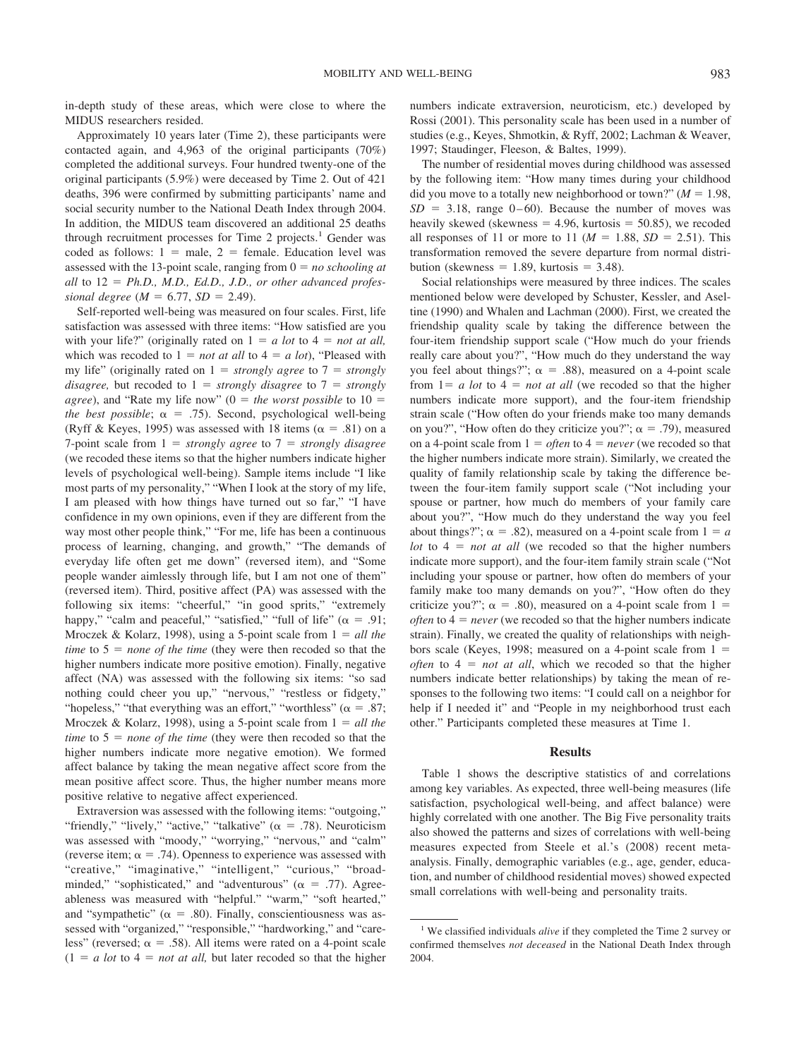in-depth study of these areas, which were close to where the MIDUS researchers resided.

Approximately 10 years later (Time 2), these participants were contacted again, and 4,963 of the original participants (70%) completed the additional surveys. Four hundred twenty-one of the original participants (5.9%) were deceased by Time 2. Out of 421 deaths, 396 were confirmed by submitting participants' name and social security number to the National Death Index through 2004. In addition, the MIDUS team discovered an additional 25 deaths through recruitment processes for Time 2 projects.[1] Gender was coded as follows: 1 = male, 2 = female. Education level was assessed with the 13-point scale, ranging from 0 = *no schooling at all* to 12 = *Ph.D., M.D., Ed.D., J.D., or other advanced professional degree* ($M = 6.77$, $SD = 2.49$).

Self-reported well-being was measured on four scales. First, life satisfaction was assessed with three items: "How satisfied are you with your life?" (originally rated on 1 = *a lot* to 4 = *not at all,* which was recoded to 1 = *not at all* to 4 = *a lot*), "Pleased with my life" (originally rated on 1 = *strongly agree* to 7 = *strongly disagree,* but recoded to 1 = *strongly disagree* to 7 = *strongly agree*), and "Rate my life now" (0 = *the worst possible* to 10 = *the best possible*; $\alpha = .75$). Second, psychological well-being (Ryff & Keyes, 1995) was assessed with 18 items ($\alpha = .81$) on a 7-point scale from 1 = *strongly agree* to 7 = *strongly disagree* (we recoded these items so that the higher numbers indicate higher levels of psychological well-being). Sample items include "I like most parts of my personality," "When I look at the story of my life, I am pleased with how things have turned out so far," "I have confidence in my own opinions, even if they are different from the way most other people think," "For me, life has been a continuous process of learning, changing, and growth," "The demands of everyday life often get me down" (reversed item), and "Some people wander aimlessly through life, but I am not one of them" (reversed item). Third, positive affect (PA) was assessed with the following six items: "cheerful," "in good sprits," "extremely happy," "calm and peaceful," "satisfied," "full of life" ($\alpha = .91$; Mroczek & Kolarz, 1998), using a 5-point scale from 1 = *all the time* to 5 = *none of the time* (they were then recoded so that the higher numbers indicate more positive emotion). Finally, negative affect (NA) was assessed with the following six items: "so sad nothing could cheer you up," "nervous," "restless or fidgety," "hopeless," "that everything was an effort," "worthless" ($\alpha = .87$; Mroczek & Kolarz, 1998), using a 5-point scale from 1 = *all the time* to 5 = *none of the time* (they were then recoded so that the higher numbers indicate more negative emotion). We formed affect balance by taking the mean negative affect score from the mean positive affect score. Thus, the higher number means more positive relative to negative affect experienced.

Extraversion was assessed with the following items: "outgoing," "friendly," "lively," "active," "talkative" ($\alpha = .78$). Neuroticism was assessed with "moody," "worrying," "nervous," and "calm" (reverse item; $\alpha = .74$). Openness to experience was assessed with "creative," "imaginative," "intelligent," "curious," "broad-minded," "sophisticated," and "adventurous" ($\alpha = .77$). Agreeableness was measured with "helpful." "warm," "soft hearted," and "sympathetic" ($\alpha = .80$). Finally, conscientiousness was assessed with "organized," "responsible," "hardworking," and "careless" (reversed; $\alpha = .58$). All items were rated on a 4-point scale (1 = *a lot* to 4 = *not at all,* but later recoded so that the higher numbers indicate extraversion, neuroticism, etc.) developed by Rossi (2001). This personality scale has been used in a number of studies (e.g., Keyes, Shmotkin, & Ryff, 2002; Lachman & Weaver, 1997; Staudinger, Fleeson, & Baltes, 1999).

The number of residential moves during childhood was assessed by the following item: "How many times during your childhood did you move to a totally new neighborhood or town?" ($M = 1.98$, $SD = 3.18$, range 0–60). Because the number of moves was heavily skewed (skewness = 4.96, kurtosis = 50.85), we recoded all responses of 11 or more to 11 ($M = 1.88$, $SD = 2.51$). This transformation removed the severe departure from normal distribution (skewness = 1.89, kurtosis = 3.48).

Social relationships were measured by three indices. The scales mentioned below were developed by Schuster, Kessler, and Aseltine (1990) and Whalen and Lachman (2000). First, we created the friendship quality scale by taking the difference between the four-item friendship support scale ("How much do your friends really care about you?", "How much do they understand the way you feel about things?"; $\alpha = .88$), measured on a 4-point scale from 1= *a lot* to 4 = *not at all* (we recoded so that the higher numbers indicate more support), and the four-item friendship strain scale ("How often do your friends make too many demands on you?", "How often do they criticize you?"; $\alpha = .79$), measured on a 4-point scale from 1 = *often* to 4 = *never* (we recoded so that the higher numbers indicate more strain). Similarly, we created the quality of family relationship scale by taking the difference between the four-item family support scale ("Not including your spouse or partner, how much do members of your family care about you?", "How much do they understand the way you feel about things?"; $\alpha = .82$), measured on a 4-point scale from 1 = *a lot* to 4 = *not at all* (we recoded so that the higher numbers indicate more support), and the four-item family strain scale ("Not including your spouse or partner, how often do members of your family make too many demands on you?", "How often do they criticize you?"; $\alpha = .80$), measured on a 4-point scale from 1 = *often* to 4 = *never* (we recoded so that the higher numbers indicate strain). Finally, we created the quality of relationships with neighbors scale (Keyes, 1998; measured on a 4-point scale from 1 = *often* to 4 = *not at all*, which we recoded so that the higher numbers indicate better relationships) by taking the mean of responses to the following two items: "I could call on a neighbor for help if I needed it" and "People in my neighborhood trust each other." Participants completed these measures at Time 1.

## Results

Table 1 shows the descriptive statistics of and correlations among key variables. As expected, three well-being measures (life satisfaction, psychological well-being, and affect balance) were highly correlated with one another. The Big Five personality traits also showed the patterns and sizes of correlations with well-being measures expected from Steele et al.'s (2008) recent meta-analysis. Finally, demographic variables (e.g., age, gender, education, and number of childhood residential moves) showed expected small correlations with well-being and personality traits.

[1] We classified individuals *alive* if they completed the Time 2 survey or confirmed themselves *not deceased* in the National Death Index through 2004.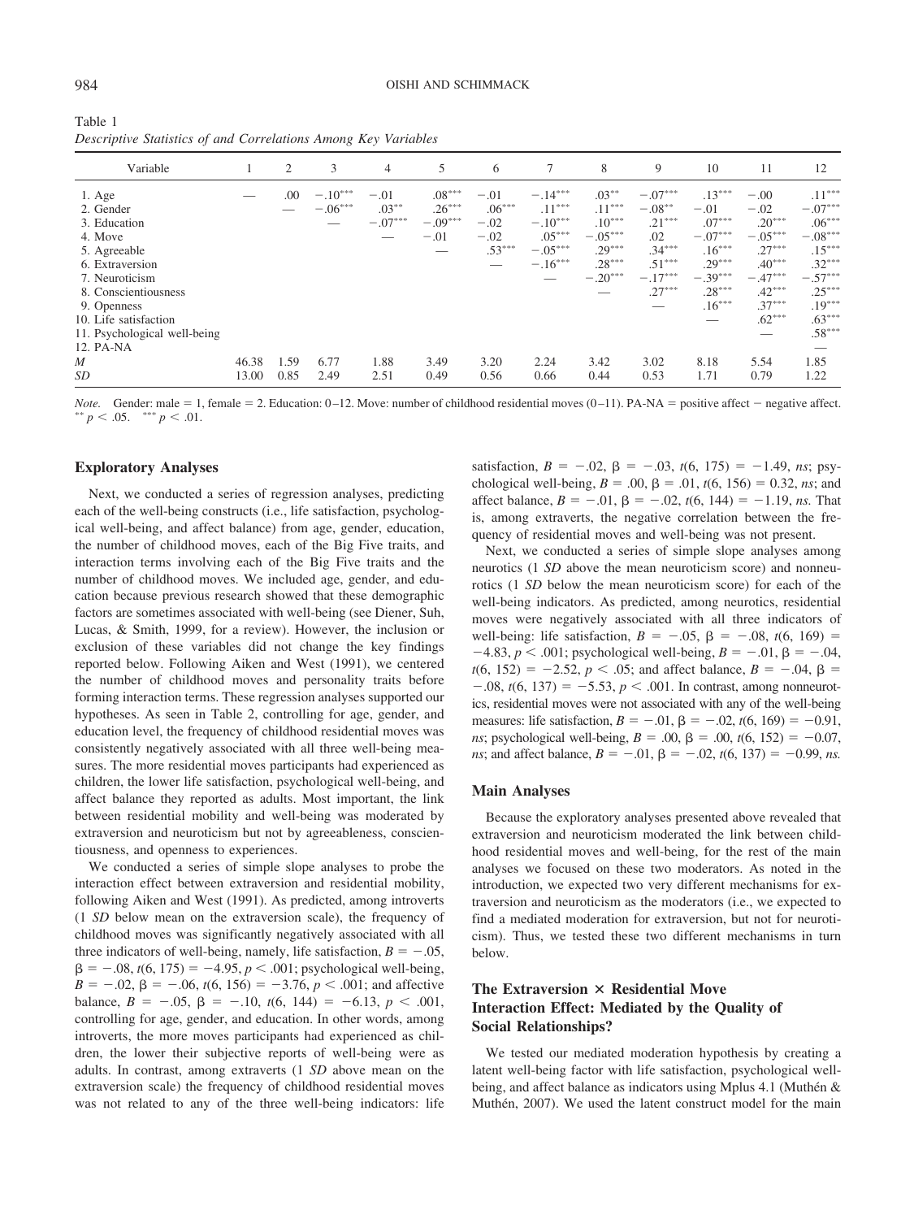Table 1
*Descriptive Statistics of and Correlations Among Key Variables*

| Variable | 1 | 2 | 3 | 4 | 5 | 6 | 7 | 8 | 9 | 10 | 11 | 12 |
|---|---|---|---|---|---|---|---|---|---|---|---|---|
| 1. Age | — | .00 | −.10*** | −.01 | .08*** | −.01 | −.14*** | .03** | −.07*** | .13*** | −.00 | .11*** |
| 2. Gender | | — | −.06*** | .03** | .26*** | .06*** | .11*** | .11*** | −.08** | −.01 | −.02 | −.07*** |
| 3. Education | | | — | −.07*** | −.09*** | −.02 | −.10*** | .10*** | .21*** | .07*** | .20*** | .06*** |
| 4. Move | | | | — | −.01 | −.02 | .05*** | −.05*** | .02 | −.07*** | −.05*** | −.08*** |
| 5. Agreeable | | | | | — | .53*** | −.05*** | .29*** | .34*** | .16*** | .27*** | .15*** |
| 6. Extraversion | | | | | | — | −.16*** | .28*** | .51*** | .29*** | .40*** | .32*** |
| 7. Neuroticism | | | | | | | — | −.20*** | −.17*** | −.39*** | −.47*** | −.57*** |
| 8. Conscientiousness | | | | | | | | — | .27*** | .28*** | .42*** | .25*** |
| 9. Openness | | | | | | | | | — | .16*** | .37*** | .19*** |
| 10. Life satisfaction | | | | | | | | | | — | .62*** | .63*** |
| 11. Psychological well-being | | | | | | | | | | | — | .58*** |
| 12. PA-NA | | | | | | | | | | | | — |
| *M* | 46.38 | 1.59 | 6.77 | 1.88 | 3.49 | 3.20 | 2.24 | 3.42 | 3.02 | 8.18 | 5.54 | 1.85 |
| *SD* | 13.00 | 0.85 | 2.49 | 2.51 | 0.49 | 0.56 | 0.66 | 0.44 | 0.53 | 1.71 | 0.79 | 1.22 |

*Note.* Gender: male = 1, female = 2. Education: 0–12. Move: number of childhood residential moves (0–11). PA-NA = positive affect − negative affect.
** $p < .05$. *** $p < .01$.

### Exploratory Analyses

Next, we conducted a series of regression analyses, predicting each of the well-being constructs (i.e., life satisfaction, psychological well-being, and affect balance) from age, gender, education, the number of childhood moves, each of the Big Five traits, and interaction terms involving each of the Big Five traits and the number of childhood moves. We included age, gender, and education because previous research showed that these demographic factors are sometimes associated with well-being (see Diener, Suh, Lucas, & Smith, 1999, for a review). However, the inclusion or exclusion of these variables did not change the key findings reported below. Following Aiken and West (1991), we centered the number of childhood moves and personality traits before forming interaction terms. These regression analyses supported our hypotheses. As seen in Table 2, controlling for age, gender, and education level, the frequency of childhood residential moves was consistently negatively associated with all three well-being measures. The more residential moves participants had experienced as children, the lower life satisfaction, psychological well-being, and affect balance they reported as adults. Most important, the link between residential mobility and well-being was moderated by extraversion and neuroticism but not by agreeableness, conscientiousness, and openness to experiences.

We conducted a series of simple slope analyses to probe the interaction effect between extraversion and residential mobility, following Aiken and West (1991). As predicted, among introverts (1 *SD* below mean on the extraversion scale), the frequency of childhood moves was significantly negatively associated with all three indicators of well-being, namely, life satisfaction, $B = -.05$, $\beta = -.08$, $t(6, 175) = -4.95$, $p < .001$; psychological well-being, $B = -.02$, $\beta = -.06$, $t(6, 156) = -3.76$, $p < .001$; and affective balance, $B = -.05$, $\beta = -.10$, $t(6, 144) = -6.13$, $p < .001$, controlling for age, gender, and education. In other words, among introverts, the more moves participants had experienced as children, the lower their subjective reports of well-being were as adults. In contrast, among extraverts (1 *SD* above mean on the extraversion scale) the frequency of childhood residential moves was not related to any of the three well-being indicators: life satisfaction, $B = -.02$, $\beta = -.03$, $t(6, 175) = -1.49$, *ns*; psychological well-being, $B = .00$, $\beta = .01$, $t(6, 156) = 0.32$, *ns*; and affect balance, $B = -.01$, $\beta = -.02$, $t(6, 144) = -1.19$, *ns*. That is, among extraverts, the negative correlation between the frequency of residential moves and well-being was not present.

Next, we conducted a series of simple slope analyses among neurotics (1 *SD* above the mean neuroticism score) and nonneurotics (1 *SD* below the mean neuroticism score) for each of the well-being indicators. As predicted, among neurotics, residential moves were negatively associated with all three indicators of well-being: life satisfaction, $B = -.05$, $\beta = -.08$, $t(6, 169) = -4.83$, $p < .001$; psychological well-being, $B = -.01$, $\beta = -.04$, $t(6, 152) = -2.52$, $p < .05$; and affect balance, $B = -.04$, $\beta = -.08$, $t(6, 137) = -5.53$, $p < .001$. In contrast, among nonneurotics, residential moves were not associated with any of the well-being measures: life satisfaction, $B = -.01$, $\beta = -.02$, $t(6, 169) = -0.91$, *ns*; psychological well-being, $B = .00$, $\beta = .00$, $t(6, 152) = -0.07$, *ns*; and affect balance, $B = -.01$, $\beta = -.02$, $t(6, 137) = -0.99$, *ns*.

### Main Analyses

Because the exploratory analyses presented above revealed that extraversion and neuroticism moderated the link between childhood residential moves and well-being, for the rest of the main analyses we focused on these two moderators. As noted in the introduction, we expected two very different mechanisms for extraversion and neuroticism as the moderators (i.e., we expected to find a mediated moderation for extraversion, but not for neuroticism). Thus, we tested these two different mechanisms in turn below.

### The Extraversion × Residential Move Interaction Effect: Mediated by the Quality of Social Relationships?

We tested our mediated moderation hypothesis by creating a latent well-being factor with life satisfaction, psychological well-being, and affect balance as indicators using Mplus 4.1 (Muthén & Muthén, 2007). We used the latent construct model for the main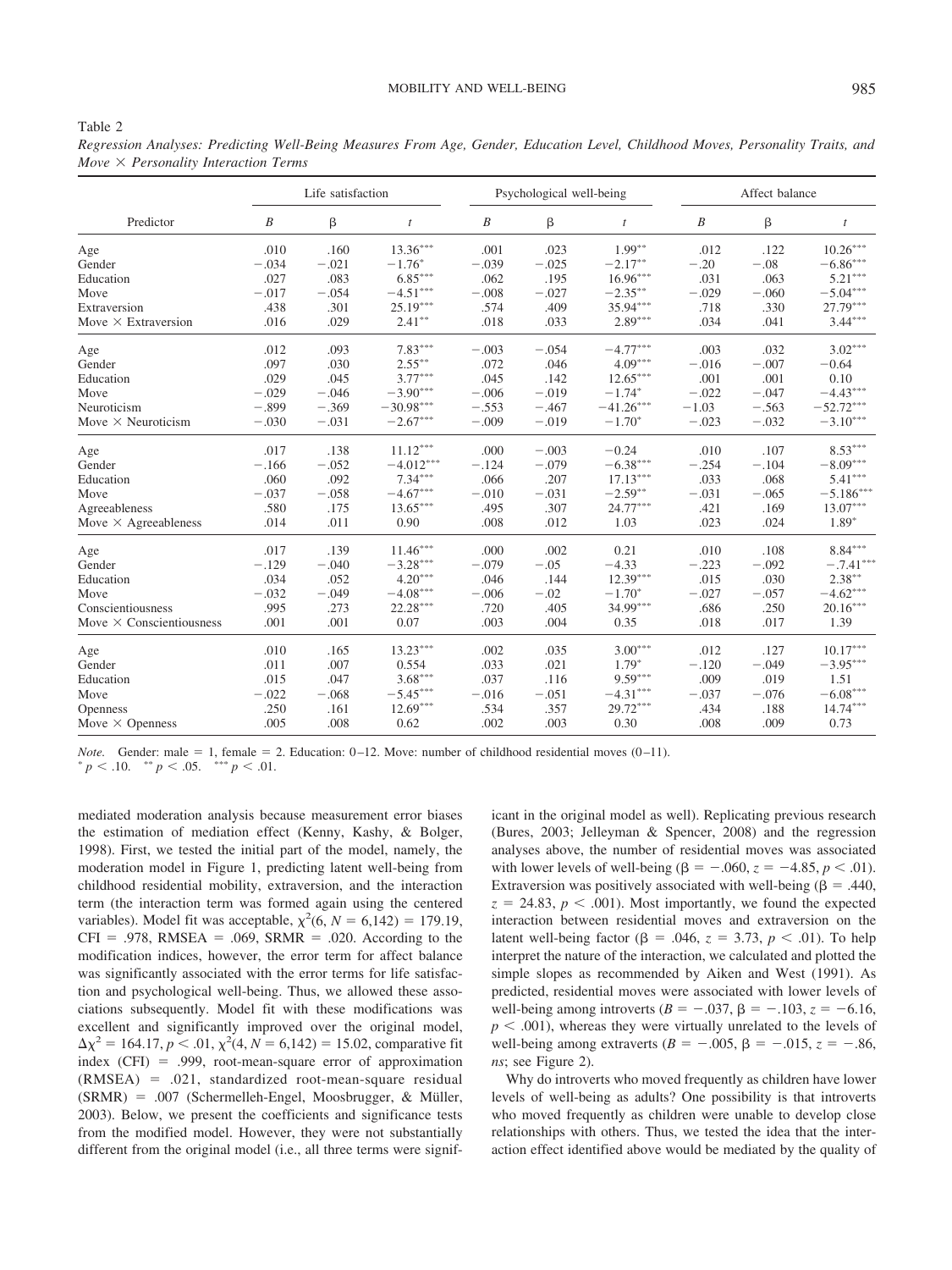Table 2

*Regression Analyses: Predicting Well-Being Measures From Age, Gender, Education Level, Childhood Moves, Personality Traits, and Move × Personality Interaction Terms*

| Predictor | Life satisfaction | | | Psychological well-being | | | Affect balance | | |
|---|---|---|---|---|---|---|---|---|---|
| | *B* | β | *t* | *B* | β | *t* | *B* | β | *t* |
| Age | .010 | .160 | 13.36*** | .001 | .023 | 1.99** | .012 | .122 | 10.26*** |
| Gender | −.034 | −.021 | −1.76* | −.039 | −.025 | −2.17** | −.20 | −.08 | −6.86*** |
| Education | .027 | .083 | 6.85*** | .062 | .195 | 16.96*** | .031 | .063 | 5.21*** |
| Move | −.017 | −.054 | −4.51*** | −.008 | −.027 | −2.35** | −.029 | −.060 | −5.04*** |
| Extraversion | .438 | .301 | 25.19*** | .574 | .409 | 35.94*** | .718 | .330 | 27.79*** |
| Move × Extraversion | .016 | .029 | 2.41** | .018 | .033 | 2.89*** | .034 | .041 | 3.44*** |
| Age | .012 | .093 | 7.83*** | −.003 | −.054 | −4.77*** | .003 | .032 | 3.02*** |
| Gender | .097 | .030 | 2.55** | .072 | .046 | 4.09*** | −.016 | −.007 | −0.64 |
| Education | .029 | .045 | 3.77*** | .045 | .142 | 12.65*** | .001 | .001 | 0.10 |
| Move | −.029 | −.046 | −3.90*** | −.006 | −.019 | −1.74* | −.022 | −.047 | −4.43*** |
| Neuroticism | −.899 | −.369 | −30.98*** | −.553 | −.467 | −41.26*** | −1.03 | −.563 | −52.72*** |
| Move × Neuroticism | −.030 | −.031 | −2.67*** | −.009 | −.019 | −1.70* | −.023 | −.032 | −3.10*** |
| Age | .017 | .138 | 11.12*** | .000 | −.003 | −0.24 | .010 | .107 | 8.53*** |
| Gender | −.166 | −.052 | −4.012*** | −.124 | −.079 | −6.38*** | −.254 | −.104 | −8.09*** |
| Education | .060 | .092 | 7.34*** | .066 | .207 | 17.13*** | .033 | .068 | 5.41*** |
| Move | −.037 | −.058 | −4.67*** | −.010 | −.031 | −2.59** | −.031 | −.065 | −5.186*** |
| Agreeableness | .580 | .175 | 13.65*** | .495 | .307 | 24.77*** | .421 | .169 | 13.07*** |
| Move × Agreeableness | .014 | .011 | 0.90 | .008 | .012 | 1.03 | .023 | .024 | 1.89* |
| Age | .017 | .139 | 11.46*** | .000 | .002 | 0.21 | .010 | .108 | 8.84*** |
| Gender | −.129 | −.040 | −3.28*** | −.079 | −.05 | −4.33 | −.223 | −.092 | −.7.41*** |
| Education | .034 | .052 | 4.20*** | .046 | .144 | 12.39*** | .015 | .030 | 2.38** |
| Move | −.032 | −.049 | −4.08*** | −.006 | −.02 | −1.70* | −.027 | −.057 | −4.62*** |
| Conscientiousness | .995 | .273 | 22.28*** | .720 | .405 | 34.99*** | .686 | .250 | 20.16*** |
| Move × Conscientiousness | .001 | .001 | 0.07 | .003 | .004 | 0.35 | .018 | .017 | 1.39 |
| Age | .010 | .165 | 13.23*** | .002 | .035 | 3.00*** | .012 | .127 | 10.17*** |
| Gender | .011 | .007 | 0.554 | .033 | .021 | 1.79* | −.120 | −.049 | −3.95*** |
| Education | .015 | .047 | 3.68*** | .037 | .116 | 9.59*** | .009 | .019 | 1.51 |
| Move | −.022 | −.068 | −5.45*** | −.016 | −.051 | −4.31*** | −.037 | −.076 | −6.08*** |
| Openness | .250 | .161 | 12.69*** | .534 | .357 | 29.72*** | .434 | .188 | 14.74*** |
| Move × Openness | .005 | .008 | 0.62 | .002 | .003 | 0.30 | .008 | .009 | 0.73 |

*Note.* Gender: male = 1, female = 2. Education: 0–12. Move: number of childhood residential moves (0–11).
* $p < .10$. ** $p < .05$. *** $p < .01$.

mediated moderation analysis because measurement error biases the estimation of mediation effect (Kenny, Kashy, & Bolger, 1998). First, we tested the initial part of the model, namely, the moderation model in Figure 1, predicting latent well-being from childhood residential mobility, extraversion, and the interaction term (the interaction term was formed again using the centered variables). Model fit was acceptable, $\chi^2(6, N = 6{,}142) = 179.19$, CFI = .978, RMSEA = .069, SRMR = .020. According to the modification indices, however, the error term for affect balance was significantly associated with the error terms for life satisfaction and psychological well-being. Thus, we allowed these associations subsequently. Model fit with these modifications was excellent and significantly improved over the original model, $\Delta\chi^2 = 164.17$, $p < .01$, $\chi^2(4, N = 6{,}142) = 15.02$, comparative fit index (CFI) = .999, root-mean-square error of approximation (RMSEA) = .021, standardized root-mean-square residual (SRMR) = .007 (Schermelleh-Engel, Moosbrugger, & Müller, 2003). Below, we present the coefficients and significance tests from the modified model. However, they were not substantially different from the original model (i.e., all three terms were significant in the original model as well). Replicating previous research (Bures, 2003; Jelleyman & Spencer, 2008) and the regression analyses above, the number of residential moves was associated with lower levels of well-being ($\beta = -.060$, $z = -4.85$, $p < .01$). Extraversion was positively associated with well-being ($\beta = .440$, $z = 24.83$, $p < .001$). Most importantly, we found the expected interaction between residential moves and extraversion on the latent well-being factor ($\beta = .046$, $z = 3.73$, $p < .01$). To help interpret the nature of the interaction, we calculated and plotted the simple slopes as recommended by Aiken and West (1991). As predicted, residential moves were associated with lower levels of well-being among introverts ($B = -.037$, $\beta = -.103$, $z = -6.16$, $p < .001$), whereas they were virtually unrelated to the levels of well-being among extraverts ($B = -.005$, $\beta = -.015$, $z = -.86$, *ns*; see Figure 2).

Why do introverts who moved frequently as children have lower levels of well-being as adults? One possibility is that introverts who moved frequently as children were unable to develop close relationships with others. Thus, we tested the idea that the interaction effect identified above would be mediated by the quality of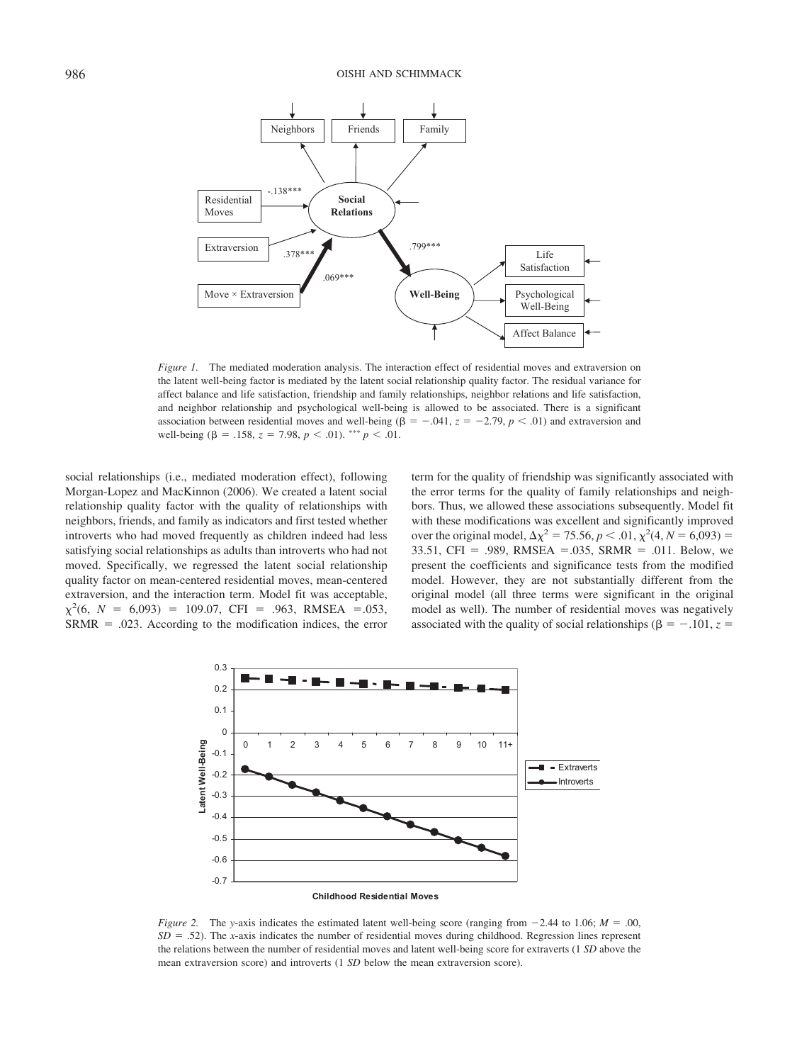*Figure 1.* The mediated moderation analysis. The interaction effect of residential moves and extraversion on the latent well-being factor is mediated by the latent social relationship quality factor. The residual variance for affect balance and life satisfaction, friendship and family relationships, neighbor relations and life satisfaction, and neighbor relationship and psychological well-being is allowed to be associated. There is a significant association between residential moves and well-being ($\beta = -.041$, $z = -2.79$, $p < .01$) and extraversion and well-being ($\beta = .158$, $z = 7.98$, $p < .01$). *** $p < .01$.

social relationships (i.e., mediated moderation effect), following Morgan-Lopez and MacKinnon (2006). We created a latent social relationship quality factor with the quality of relationships with neighbors, friends, and family as indicators and first tested whether introverts who had moved frequently as children indeed had less satisfying social relationships as adults than introverts who had not moved. Specifically, we regressed the latent social relationship quality factor on mean-centered residential moves, mean-centered extraversion, and the interaction term. Model fit was acceptable, $\chi^2(6, N = 6{,}093) = 109.07$, CFI = .963, RMSEA = .053, SRMR = .023. According to the modification indices, the error term for the quality of friendship was significantly associated with the error terms for the quality of family relationships and neighbors. Thus, we allowed these associations subsequently. Model fit with these modifications was excellent and significantly improved over the original model, $\Delta\chi^2 = 75.56$, $p < .01$, $\chi^2(4, N = 6{,}093) = 33.51$, CFI = .989, RMSEA = .035, SRMR = .011. Below, we present the coefficients and significance tests from the modified model. However, they are not substantially different from the original model (all three terms were significant in the original model as well). The number of residential moves was negatively associated with the quality of social relationships ($\beta = -.101$, $z =$

*Figure 2.* The *y*-axis indicates the estimated latent well-being score (ranging from $-2.44$ to 1.06; $M = .00$, $SD = .52$). The *x*-axis indicates the number of residential moves during childhood. Regression lines represent the relations between the number of residential moves and latent well-being score for extraverts (1 *SD* above the mean extraversion score) and introverts (1 *SD* below the mean extraversion score).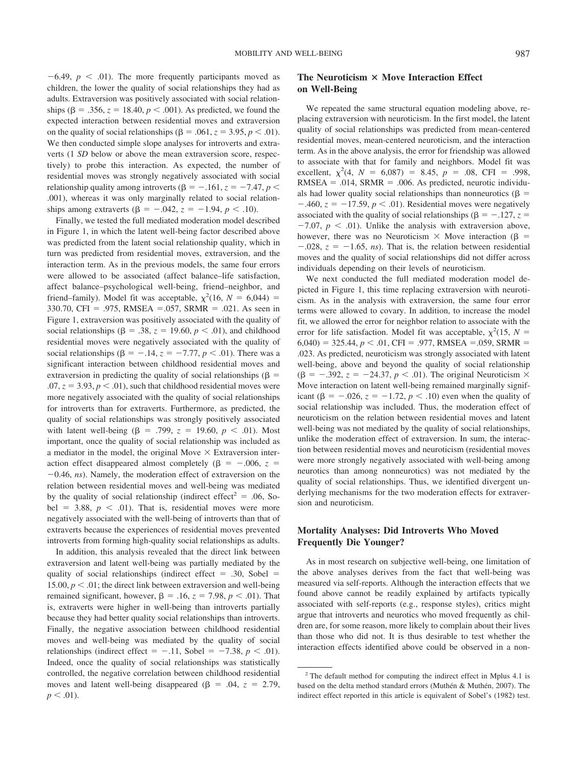$-6.49$, $p < .01$). The more frequently participants moved as children, the lower the quality of social relationships they had as adults. Extraversion was positively associated with social relationships ($\beta = .356$, $z = 18.40$, $p < .001$). As predicted, we found the expected interaction between residential moves and extraversion on the quality of social relationships ($\beta = .061$, $z = 3.95$, $p < .01$). We then conducted simple slope analyses for introverts and extraverts (1 *SD* below or above the mean extraversion score, respectively) to probe this interaction. As expected, the number of residential moves was strongly negatively associated with social relationship quality among introverts ($\beta = -.161$, $z = -7.47$, $p < .001$), whereas it was only marginally related to social relationships among extraverts ($\beta = -.042$, $z = -1.94$, $p < .10$).

Finally, we tested the full mediated moderation model described in Figure 1, in which the latent well-being factor described above was predicted from the latent social relationship quality, which in turn was predicted from residential moves, extraversion, and the interaction term. As in the previous models, the same four errors were allowed to be associated (affect balance–life satisfaction, affect balance–psychological well-being, friend–neighbor, and friend–family). Model fit was acceptable, $\chi^2(16, N = 6{,}044) = 330.70$, CFI $= .975$, RMSEA $= .057$, SRMR $= .021$. As seen in Figure 1, extraversion was positively associated with the quality of social relationships ($\beta = .38$, $z = 19.60$, $p < .01$), and childhood residential moves were negatively associated with the quality of social relationships ($\beta = -.14$, $z = -7.77$, $p < .01$). There was a significant interaction between childhood residential moves and extraversion in predicting the quality of social relationships ($\beta = .07$, $z = 3.93$, $p < .01$), such that childhood residential moves were more negatively associated with the quality of social relationships for introverts than for extraverts. Furthermore, as predicted, the quality of social relationships was strongly positively associated with latent well-being ($\beta = .799$, $z = 19.60$, $p < .01$). Most important, once the quality of social relationship was included as a mediator in the model, the original Move × Extraversion interaction effect disappeared almost completely ($\beta = -.006$, $z = -0.46$, *ns*). Namely, the moderation effect of extraversion on the relation between residential moves and well-being was mediated by the quality of social relationship (indirect effect[2] = .06, Sobel = 3.88, $p < .01$). That is, residential moves were more negatively associated with the well-being of introverts than that of extraverts because the experiences of residential moves prevented introverts from forming high-quality social relationships as adults.

In addition, this analysis revealed that the direct link between extraversion and latent well-being was partially mediated by the quality of social relationships (indirect effect = .30, Sobel = 15.00, $p < .01$; the direct link between extraversion and well-being remained significant, however, $\beta = .16$, $z = 7.98$, $p < .01$). That is, extraverts were higher in well-being than introverts partially because they had better quality social relationships than introverts. Finally, the negative association between childhood residential moves and well-being was mediated by the quality of social relationships (indirect effect = −.11, Sobel = −7.38, $p < .01$). Indeed, once the quality of social relationships was statistically controlled, the negative correlation between childhood residential moves and latent well-being disappeared ($\beta = .04$, $z = 2.79$, $p < .01$).

## The Neuroticism × Move Interaction Effect on Well-Being

We repeated the same structural equation modeling above, replacing extraversion with neuroticism. In the first model, the latent quality of social relationships was predicted from mean-centered residential moves, mean-centered neuroticism, and the interaction term. As in the above analysis, the error for friendship was allowed to associate with that for family and neighbors. Model fit was excellent, $\chi^2(4, N = 6{,}087) = 8.45$, $p = .08$, CFI $= .998$, RMSEA $= .014$, SRMR $= .006$. As predicted, neurotic individuals had lower quality social relationships than nonneurotics ($\beta = -.460$, $z = -17.59$, $p < .01$). Residential moves were negatively associated with the quality of social relationships ($\beta = -.127$, $z = -7.07$, $p < .01$). Unlike the analysis with extraversion above, however, there was no Neuroticism × Move interaction ($\beta = -.028$, $z = -1.65$, *ns*). That is, the relation between residential moves and the quality of social relationships did not differ across individuals depending on their levels of neuroticism.

We next conducted the full mediated moderation model depicted in Figure 1, this time replacing extraversion with neuroticism. As in the analysis with extraversion, the same four error terms were allowed to covary. In addition, to increase the model fit, we allowed the error for neighbor relation to associate with the error for life satisfaction. Model fit was acceptable, $\chi^2(15, N = 6{,}040) = 325.44$, $p < .01$, CFI $= .977$, RMSEA $= .059$, SRMR $= .023$. As predicted, neuroticism was strongly associated with latent well-being, above and beyond the quality of social relationship ($\beta = -.392$, $z = -24.37$, $p < .01$). The original Neuroticism × Move interaction on latent well-being remained marginally significant ($\beta = -.026$, $z = -1.72$, $p < .10$) even when the quality of social relationship was included. Thus, the moderation effect of neuroticism on the relation between residential moves and latent well-being was not mediated by the quality of social relationships, unlike the moderation effect of extraversion. In sum, the interaction between residential moves and neuroticism (residential moves were more strongly negatively associated with well-being among neurotics than among nonneurotics) was not mediated by the quality of social relationships. Thus, we identified divergent underlying mechanisms for the two moderation effects for extraversion and neuroticism.

## Mortality Analyses: Did Introverts Who Moved Frequently Die Younger?

As in most research on subjective well-being, one limitation of the above analyses derives from the fact that well-being was measured via self-reports. Although the interaction effects that we found above cannot be readily explained by artifacts typically associated with self-reports (e.g., response styles), critics might argue that introverts and neurotics who moved frequently as children are, for some reason, more likely to complain about their lives than those who did not. It is thus desirable to test whether the interaction effects identified above could be observed in a non-

[2] The default method for computing the indirect effect in Mplus 4.1 is based on the delta method standard errors (Muthén & Muthén, 2007). The indirect effect reported in this article is equivalent of Sobel's (1982) test.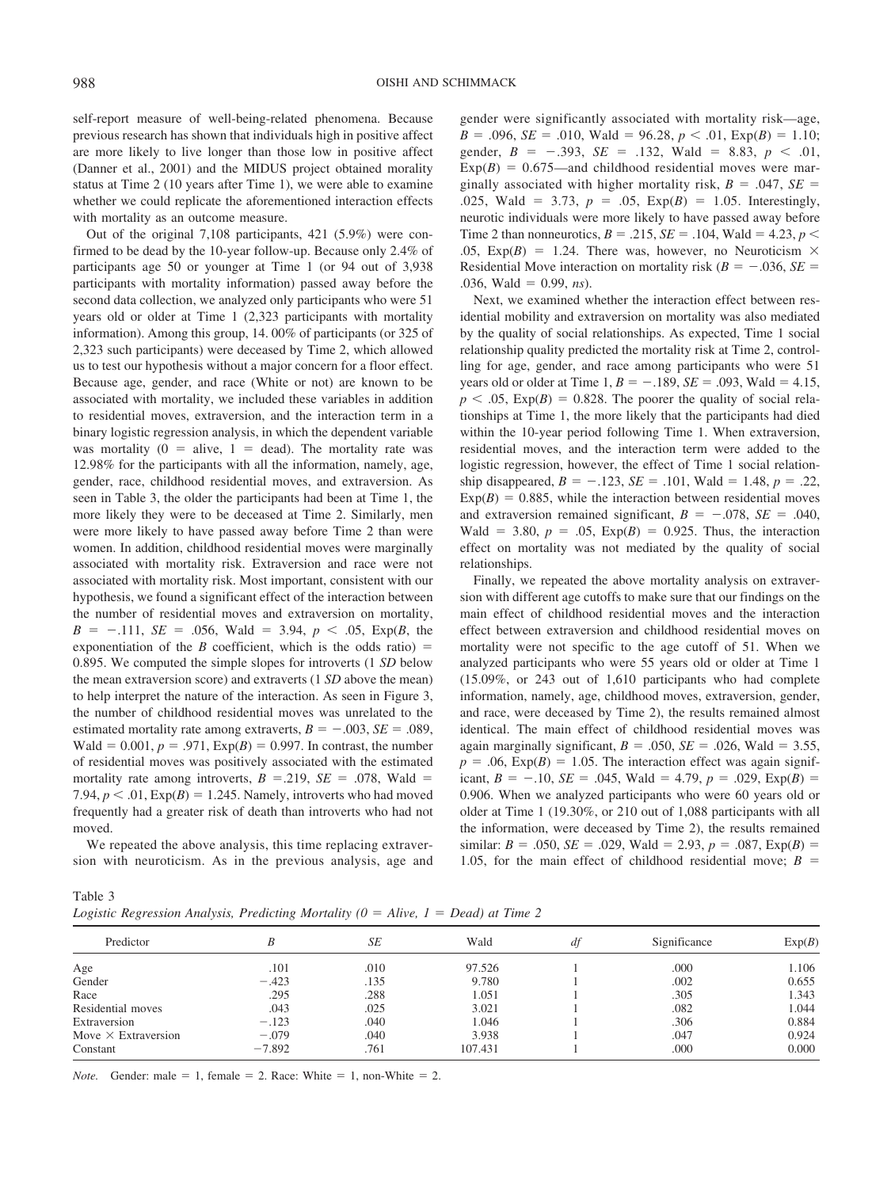self-report measure of well-being-related phenomena. Because previous research has shown that individuals high in positive affect are more likely to live longer than those low in positive affect (Danner et al., 2001) and the MIDUS project obtained morality status at Time 2 (10 years after Time 1), we were able to examine whether we could replicate the aforementioned interaction effects with mortality as an outcome measure.

Out of the original 7,108 participants, 421 (5.9%) were confirmed to be dead by the 10-year follow-up. Because only 2.4% of participants age 50 or younger at Time 1 (or 94 out of 3,938 participants with mortality information) passed away before the second data collection, we analyzed only participants who were 51 years old or older at Time 1 (2,323 participants with mortality information). Among this group, 14. 00% of participants (or 325 of 2,323 such participants) were deceased by Time 2, which allowed us to test our hypothesis without a major concern for a floor effect. Because age, gender, and race (White or not) are known to be associated with mortality, we included these variables in addition to residential moves, extraversion, and the interaction term in a binary logistic regression analysis, in which the dependent variable was mortality (0 = alive, 1 = dead). The mortality rate was 12.98% for the participants with all the information, namely, age, gender, race, childhood residential moves, and extraversion. As seen in Table 3, the older the participants had been at Time 1, the more likely they were to be deceased at Time 2. Similarly, men were more likely to have passed away before Time 2 than were women. In addition, childhood residential moves were marginally associated with mortality risk. Extraversion and race were not associated with mortality risk. Most important, consistent with our hypothesis, we found a significant effect of the interaction between the number of residential moves and extraversion on mortality, $B = -.111$, $SE = .056$, Wald = 3.94, $p < .05$, Exp($B$, the exponentiation of the $B$ coefficient, which is the odds ratio) = 0.895. We computed the simple slopes for introverts (1 *SD* below the mean extraversion score) and extraverts (1 *SD* above the mean) to help interpret the nature of the interaction. As seen in Figure 3, the number of childhood residential moves was unrelated to the estimated mortality rate among extraverts, $B = -.003$, $SE = .089$, Wald = 0.001, $p = .971$, Exp($B$) = 0.997. In contrast, the number of residential moves was positively associated with the estimated mortality rate among introverts, $B = .219$, $SE = .078$, Wald = 7.94, $p < .01$, Exp($B$) = 1.245. Namely, introverts who had moved frequently had a greater risk of death than introverts who had not moved.

We repeated the above analysis, this time replacing extraversion with neuroticism. As in the previous analysis, age and gender were significantly associated with mortality risk—age, $B = .096$, $SE = .010$, Wald = 96.28, $p < .01$, Exp($B$) = 1.10; gender, $B = -.393$, $SE = .132$, Wald = 8.83, $p < .01$, Exp($B$) = 0.675—and childhood residential moves were marginally associated with higher mortality risk, $B = .047$, $SE = .025$, Wald = 3.73, $p = .05$, Exp($B$) = 1.05. Interestingly, neurotic individuals were more likely to have passed away before Time 2 than nonneurotics, $B = .215$, $SE = .104$, Wald = 4.23, $p < .05$, Exp($B$) = 1.24. There was, however, no Neuroticism × Residential Move interaction on mortality risk ($B = -.036$, $SE = .036$, Wald = 0.99, *ns*).

Next, we examined whether the interaction effect between residential mobility and extraversion on mortality was also mediated by the quality of social relationships. As expected, Time 1 social relationship quality predicted the mortality risk at Time 2, controlling for age, gender, and race among participants who were 51 years old or older at Time 1, $B = -.189$, $SE = .093$, Wald = 4.15, $p < .05$, Exp($B$) = 0.828. The poorer the quality of social relationships at Time 1, the more likely that the participants had died within the 10-year period following Time 1. When extraversion, residential moves, and the interaction term were added to the logistic regression, however, the effect of Time 1 social relationship disappeared, $B = -.123$, $SE = .101$, Wald = 1.48, $p = .22$, Exp($B$) = 0.885, while the interaction between residential moves and extraversion remained significant, $B = -.078$, $SE = .040$, Wald = 3.80, $p = .05$, Exp($B$) = 0.925. Thus, the interaction effect on mortality was not mediated by the quality of social relationships.

Finally, we repeated the above mortality analysis on extraversion with different age cutoffs to make sure that our findings on the main effect of childhood residential moves and the interaction effect between extraversion and childhood residential moves on mortality were not specific to the age cutoff of 51. When we analyzed participants who were 55 years old or older at Time 1 (15.09%, or 243 out of 1,610 participants who had complete information, namely, age, childhood moves, extraversion, gender, and race, were deceased by Time 2), the results remained almost identical. The main effect of childhood residential moves was again marginally significant, $B = .050$, $SE = .026$, Wald = 3.55, $p = .06$, Exp($B$) = 1.05. The interaction effect was again significant, $B = -.10$, $SE = .045$, Wald = 4.79, $p = .029$, Exp($B$) = 0.906. When we analyzed participants who were 60 years old or older at Time 1 (19.30%, or 210 out of 1,088 participants with all the information, were deceased by Time 2), the results remained similar: $B = .050$, $SE = .029$, Wald = 2.93, $p = .087$, Exp($B$) = 1.05, for the main effect of childhood residential move; $B =$

Table 3
*Logistic Regression Analysis, Predicting Mortality (0 = Alive, 1 = Dead) at Time 2*

| Predictor | *B* | *SE* | Wald | *df* | Significance | Exp(*B*) |
|---|---|---|---|---|---|---|
| Age | .101 | .010 | 97.526 | 1 | .000 | 1.106 |
| Gender | −.423 | .135 | 9.780 | 1 | .002 | 0.655 |
| Race | .295 | .288 | 1.051 | 1 | .305 | 1.343 |
| Residential moves | .043 | .025 | 3.021 | 1 | .082 | 1.044 |
| Extraversion | −.123 | .040 | 1.046 | 1 | .306 | 0.884 |
| Move × Extraversion | −.079 | .040 | 3.938 | 1 | .047 | 0.924 |
| Constant | −7.892 | .761 | 107.431 | 1 | .000 | 0.000 |

*Note.* Gender: male = 1, female = 2. Race: White = 1, non-White = 2.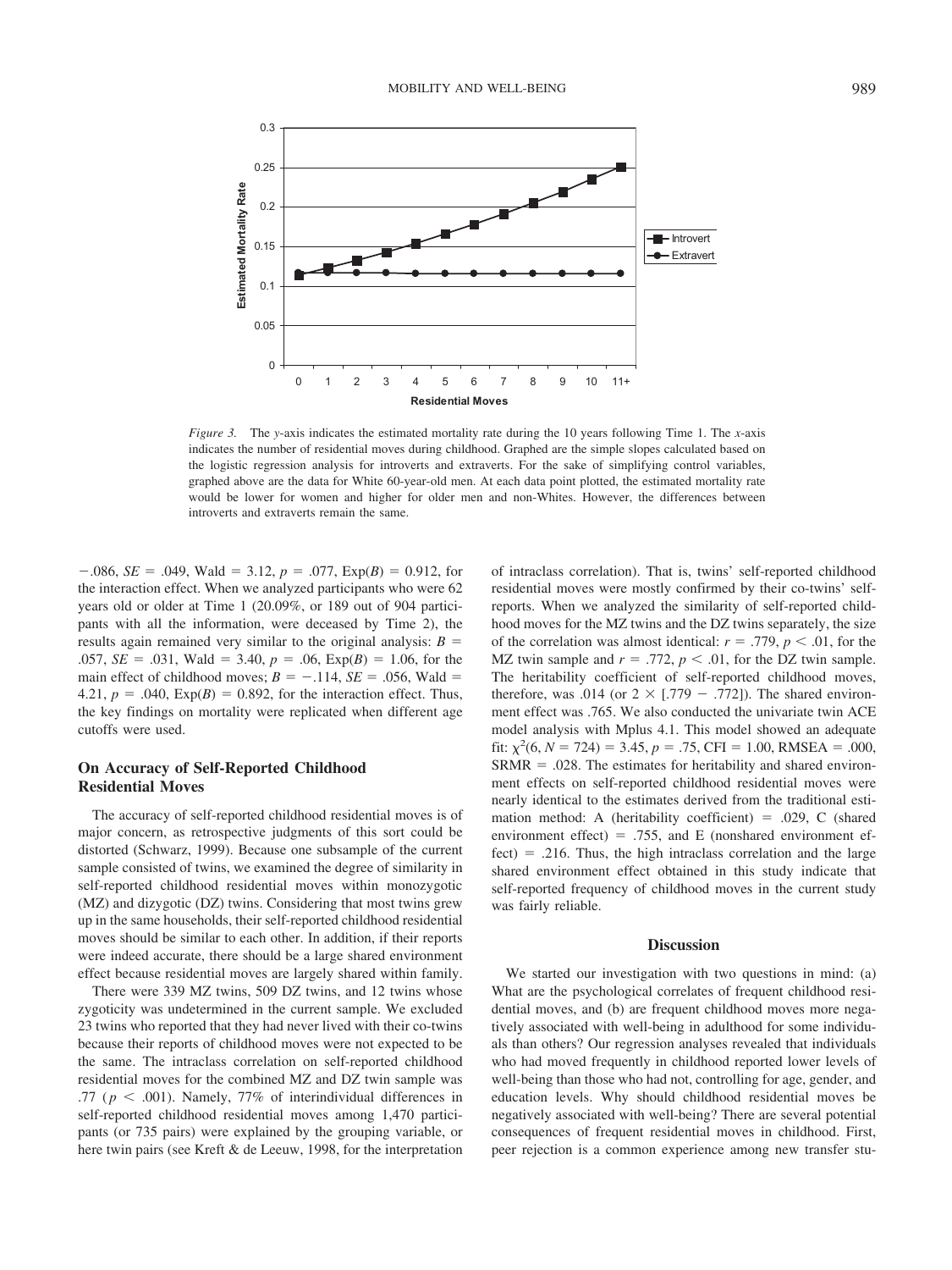*Figure 3.* The *y*-axis indicates the estimated mortality rate during the 10 years following Time 1. The *x*-axis indicates the number of residential moves during childhood. Graphed are the simple slopes calculated based on the logistic regression analysis for introverts and extraverts. For the sake of simplifying control variables, graphed above are the data for White 60-year-old men. At each data point plotted, the estimated mortality rate would be lower for women and higher for older men and non-Whites. However, the differences between introverts and extraverts remain the same.

$-.086$, $SE = .049$, Wald $= 3.12$, $p = .077$, Exp($B$) $= 0.912$, for the interaction effect. When we analyzed participants who were 62 years old or older at Time 1 (20.09%, or 189 out of 904 participants with all the information, were deceased by Time 2), the results again remained very similar to the original analysis: $B = .057$, $SE = .031$, Wald $= 3.40$, $p = .06$, Exp($B$) $= 1.06$, for the main effect of childhood moves; $B = -.114$, $SE = .056$, Wald $= 4.21$, $p = .040$, Exp($B$) $= 0.892$, for the interaction effect. Thus, the key findings on mortality were replicated when different age cutoffs were used.

## On Accuracy of Self-Reported Childhood Residential Moves

The accuracy of self-reported childhood residential moves is of major concern, as retrospective judgments of this sort could be distorted (Schwarz, 1999). Because one subsample of the current sample consisted of twins, we examined the degree of similarity in self-reported childhood residential moves within monozygotic (MZ) and dizygotic (DZ) twins. Considering that most twins grew up in the same households, their self-reported childhood residential moves should be similar to each other. In addition, if their reports were indeed accurate, there should be a large shared environment effect because residential moves are largely shared within family.

There were 339 MZ twins, 509 DZ twins, and 12 twins whose zygoticity was undetermined in the current sample. We excluded 23 twins who reported that they had never lived with their co-twins because their reports of childhood moves were not expected to be the same. The intraclass correlation on self-reported childhood residential moves for the combined MZ and DZ twin sample was .77 ($p < .001$). Namely, 77% of interindividual differences in self-reported childhood residential moves among 1,470 participants (or 735 pairs) were explained by the grouping variable, or here twin pairs (see Kreft & de Leeuw, 1998, for the interpretation of intraclass correlation). That is, twins' self-reported childhood residential moves were mostly confirmed by their co-twins' self-reports. When we analyzed the similarity of self-reported childhood moves for the MZ twins and the DZ twins separately, the size of the correlation was almost identical: $r = .779$, $p < .01$, for the MZ twin sample and $r = .772$, $p < .01$, for the DZ twin sample. The heritability coefficient of self-reported childhood moves, therefore, was .014 (or $2 \times [.779 - .772]$). The shared environment effect was .765. We also conducted the univariate twin ACE model analysis with Mplus 4.1. This model showed an adequate fit: $\chi^2(6, N = 724) = 3.45$, $p = .75$, CFI $= 1.00$, RMSEA $= .000$, SRMR $= .028$. The estimates for heritability and shared environment effects on self-reported childhood residential moves were nearly identical to the estimates derived from the traditional estimation method: A (heritability coefficient) $= .029$, C (shared environment effect) $= .755$, and E (nonshared environment effect) $= .216$. Thus, the high intraclass correlation and the large shared environment effect obtained in this study indicate that self-reported frequency of childhood moves in the current study was fairly reliable.

## Discussion

We started our investigation with two questions in mind: (a) What are the psychological correlates of frequent childhood residential moves, and (b) are frequent childhood moves more negatively associated with well-being in adulthood for some individuals than others? Our regression analyses revealed that individuals who had moved frequently in childhood reported lower levels of well-being than those who had not, controlling for age, gender, and education levels. Why should childhood residential moves be negatively associated with well-being? There are several potential consequences of frequent residential moves in childhood. First, peer rejection is a common experience among new transfer stu-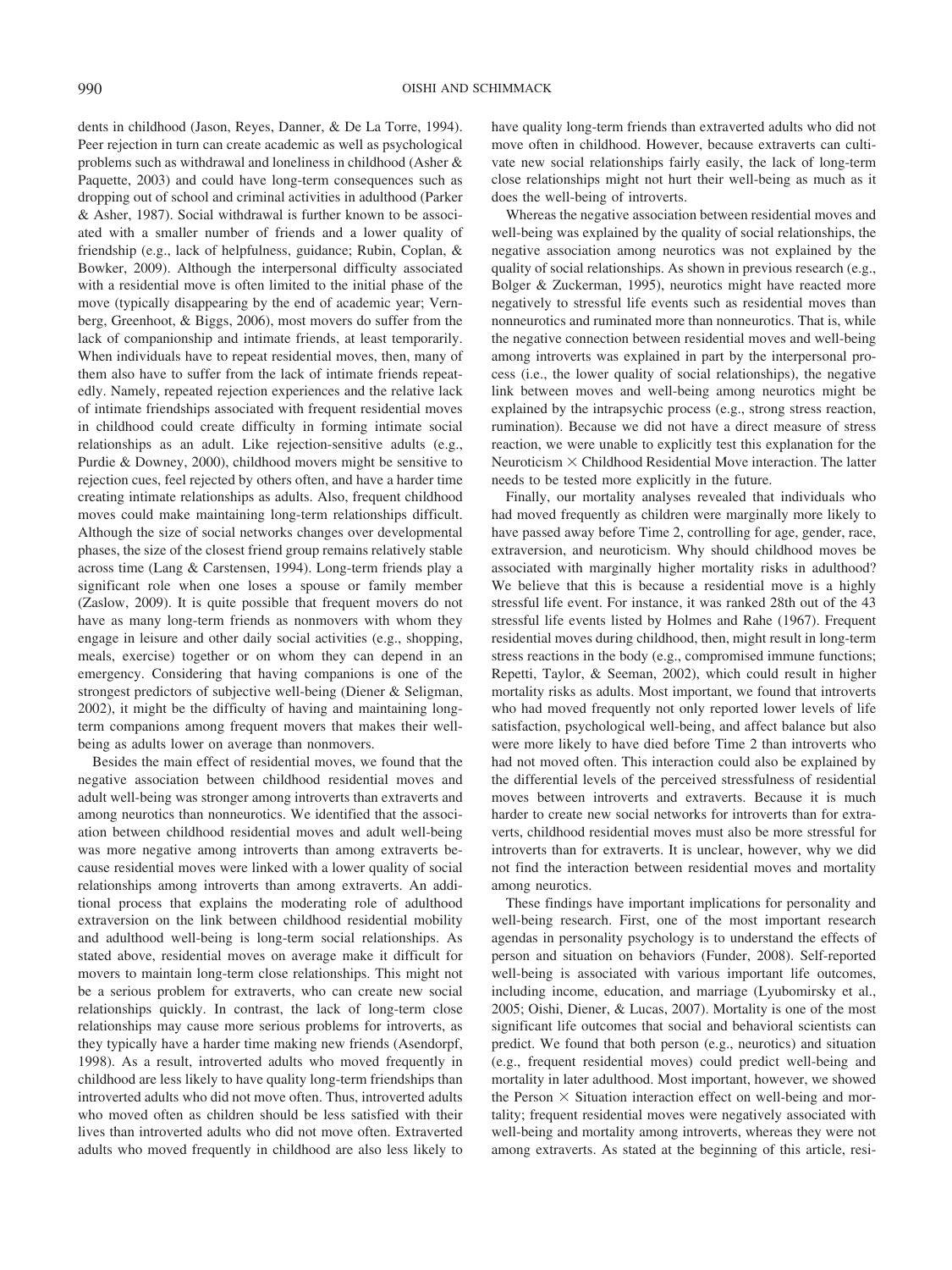dents in childhood (Jason, Reyes, Danner, & De La Torre, 1994). Peer rejection in turn can create academic as well as psychological problems such as withdrawal and loneliness in childhood (Asher & Paquette, 2003) and could have long-term consequences such as dropping out of school and criminal activities in adulthood (Parker & Asher, 1987). Social withdrawal is further known to be associated with a smaller number of friends and a lower quality of friendship (e.g., lack of helpfulness, guidance; Rubin, Coplan, & Bowker, 2009). Although the interpersonal difficulty associated with a residential move is often limited to the initial phase of the move (typically disappearing by the end of academic year; Vernberg, Greenhoot, & Biggs, 2006), most movers do suffer from the lack of companionship and intimate friends, at least temporarily. When individuals have to repeat residential moves, then, many of them also have to suffer from the lack of intimate friends repeatedly. Namely, repeated rejection experiences and the relative lack of intimate friendships associated with frequent residential moves in childhood could create difficulty in forming intimate social relationships as an adult. Like rejection-sensitive adults (e.g., Purdie & Downey, 2000), childhood movers might be sensitive to rejection cues, feel rejected by others often, and have a harder time creating intimate relationships as adults. Also, frequent childhood moves could make maintaining long-term relationships difficult. Although the size of social networks changes over developmental phases, the size of the closest friend group remains relatively stable across time (Lang & Carstensen, 1994). Long-term friends play a significant role when one loses a spouse or family member (Zaslow, 2009). It is quite possible that frequent movers do not have as many long-term friends as nonmovers with whom they engage in leisure and other daily social activities (e.g., shopping, meals, exercise) together or on whom they can depend in an emergency. Considering that having companions is one of the strongest predictors of subjective well-being (Diener & Seligman, 2002), it might be the difficulty of having and maintaining long-term companions among frequent movers that makes their well-being as adults lower on average than nonmovers.

Besides the main effect of residential moves, we found that the negative association between childhood residential moves and adult well-being was stronger among introverts than extraverts and among neurotics than nonneurotics. We identified that the association between childhood residential moves and adult well-being was more negative among introverts than among extraverts because residential moves were linked with a lower quality of social relationships among introverts than among extraverts. An additional process that explains the moderating role of adulthood extraversion on the link between childhood residential mobility and adulthood well-being is long-term social relationships. As stated above, residential moves on average make it difficult for movers to maintain long-term close relationships. This might not be a serious problem for extraverts, who can create new social relationships quickly. In contrast, the lack of long-term close relationships may cause more serious problems for introverts, as they typically have a harder time making new friends (Asendorpf, 1998). As a result, introverted adults who moved frequently in childhood are less likely to have quality long-term friendships than introverted adults who did not move often. Thus, introverted adults who moved often as children should be less satisfied with their lives than introverted adults who did not move often. Extraverted adults who moved frequently in childhood are also less likely to have quality long-term friends than extraverted adults who did not move often in childhood. However, because extraverts can cultivate new social relationships fairly easily, the lack of long-term close relationships might not hurt their well-being as much as it does the well-being of introverts.

Whereas the negative association between residential moves and well-being was explained by the quality of social relationships, the negative association among neurotics was not explained by the quality of social relationships. As shown in previous research (e.g., Bolger & Zuckerman, 1995), neurotics might have reacted more negatively to stressful life events such as residential moves than nonneurotics and ruminated more than nonneurotics. That is, while the negative connection between residential moves and well-being among introverts was explained in part by the interpersonal process (i.e., the lower quality of social relationships), the negative link between moves and well-being among neurotics might be explained by the intrapsychic process (e.g., strong stress reaction, rumination). Because we did not have a direct measure of stress reaction, we were unable to explicitly test this explanation for the Neuroticism × Childhood Residential Move interaction. The latter needs to be tested more explicitly in the future.

Finally, our mortality analyses revealed that individuals who had moved frequently as children were marginally more likely to have passed away before Time 2, controlling for age, gender, race, extraversion, and neuroticism. Why should childhood moves be associated with marginally higher mortality risks in adulthood? We believe that this is because a residential move is a highly stressful life event. For instance, it was ranked 28th out of the 43 stressful life events listed by Holmes and Rahe (1967). Frequent residential moves during childhood, then, might result in long-term stress reactions in the body (e.g., compromised immune functions; Repetti, Taylor, & Seeman, 2002), which could result in higher mortality risks as adults. Most important, we found that introverts who had moved frequently not only reported lower levels of life satisfaction, psychological well-being, and affect balance but also were more likely to have died before Time 2 than introverts who had not moved often. This interaction could also be explained by the differential levels of the perceived stressfulness of residential moves between introverts and extraverts. Because it is much harder to create new social networks for introverts than for extraverts, childhood residential moves must also be more stressful for introverts than for extraverts. It is unclear, however, why we did not find the interaction between residential moves and mortality among neurotics.

These findings have important implications for personality and well-being research. First, one of the most important research agendas in personality psychology is to understand the effects of person and situation on behaviors (Funder, 2008). Self-reported well-being is associated with various important life outcomes, including income, education, and marriage (Lyubomirsky et al., 2005; Oishi, Diener, & Lucas, 2007). Mortality is one of the most significant life outcomes that social and behavioral scientists can predict. We found that both person (e.g., neurotics) and situation (e.g., frequent residential moves) could predict well-being and mortality in later adulthood. Most important, however, we showed the Person × Situation interaction effect on well-being and mortality; frequent residential moves were negatively associated with well-being and mortality among introverts, whereas they were not among extraverts. As stated at the beginning of this article, resi-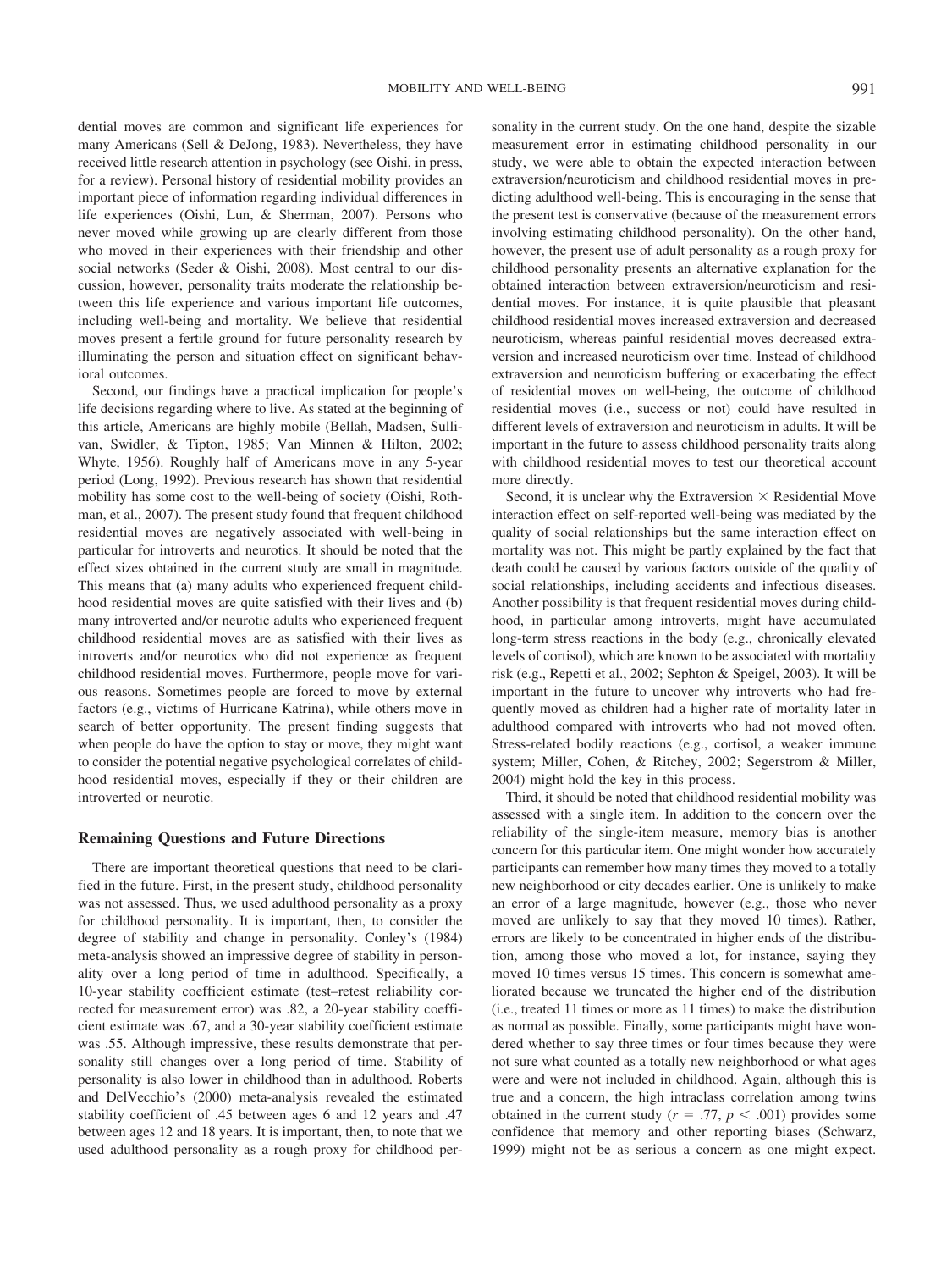dential moves are common and significant life experiences for many Americans (Sell & DeJong, 1983). Nevertheless, they have received little research attention in psychology (see Oishi, in press, for a review). Personal history of residential mobility provides an important piece of information regarding individual differences in life experiences (Oishi, Lun, & Sherman, 2007). Persons who never moved while growing up are clearly different from those who moved in their experiences with their friendship and other social networks (Seder & Oishi, 2008). Most central to our discussion, however, personality traits moderate the relationship between this life experience and various important life outcomes, including well-being and mortality. We believe that residential moves present a fertile ground for future personality research by illuminating the person and situation effect on significant behavioral outcomes.

Second, our findings have a practical implication for people's life decisions regarding where to live. As stated at the beginning of this article, Americans are highly mobile (Bellah, Madsen, Sullivan, Swidler, & Tipton, 1985; Van Minnen & Hilton, 2002; Whyte, 1956). Roughly half of Americans move in any 5-year period (Long, 1992). Previous research has shown that residential mobility has some cost to the well-being of society (Oishi, Rothman, et al., 2007). The present study found that frequent childhood residential moves are negatively associated with well-being in particular for introverts and neurotics. It should be noted that the effect sizes obtained in the current study are small in magnitude. This means that (a) many adults who experienced frequent childhood residential moves are quite satisfied with their lives and (b) many introverted and/or neurotic adults who experienced frequent childhood residential moves are as satisfied with their lives as introverts and/or neurotics who did not experience as frequent childhood residential moves. Furthermore, people move for various reasons. Sometimes people are forced to move by external factors (e.g., victims of Hurricane Katrina), while others move in search of better opportunity. The present finding suggests that when people do have the option to stay or move, they might want to consider the potential negative psychological correlates of childhood residential moves, especially if they or their children are introverted or neurotic.

## Remaining Questions and Future Directions

There are important theoretical questions that need to be clarified in the future. First, in the present study, childhood personality was not assessed. Thus, we used adulthood personality as a proxy for childhood personality. It is important, then, to consider the degree of stability and change in personality. Conley's (1984) meta-analysis showed an impressive degree of stability in personality over a long period of time in adulthood. Specifically, a 10-year stability coefficient estimate (test–retest reliability corrected for measurement error) was .82, a 20-year stability coefficient estimate was .67, and a 30-year stability coefficient estimate was .55. Although impressive, these results demonstrate that personality still changes over a long period of time. Stability of personality is also lower in childhood than in adulthood. Roberts and DelVecchio's (2000) meta-analysis revealed the estimated stability coefficient of .45 between ages 6 and 12 years and .47 between ages 12 and 18 years. It is important, then, to note that we used adulthood personality as a rough proxy for childhood personality in the current study. On the one hand, despite the sizable measurement error in estimating childhood personality in our study, we were able to obtain the expected interaction between extraversion/neuroticism and childhood residential moves in predicting adulthood well-being. This is encouraging in the sense that the present test is conservative (because of the measurement errors involving estimating childhood personality). On the other hand, however, the present use of adult personality as a rough proxy for childhood personality presents an alternative explanation for the obtained interaction between extraversion/neuroticism and residential moves. For instance, it is quite plausible that pleasant childhood residential moves increased extraversion and decreased neuroticism, whereas painful residential moves decreased extraversion and increased neuroticism over time. Instead of childhood extraversion and neuroticism buffering or exacerbating the effect of residential moves on well-being, the outcome of childhood residential moves (i.e., success or not) could have resulted in different levels of extraversion and neuroticism in adults. It will be important in the future to assess childhood personality traits along with childhood residential moves to test our theoretical account more directly.

Second, it is unclear why the Extraversion × Residential Move interaction effect on self-reported well-being was mediated by the quality of social relationships but the same interaction effect on mortality was not. This might be partly explained by the fact that death could be caused by various factors outside of the quality of social relationships, including accidents and infectious diseases. Another possibility is that frequent residential moves during childhood, in particular among introverts, might have accumulated long-term stress reactions in the body (e.g., chronically elevated levels of cortisol), which are known to be associated with mortality risk (e.g., Repetti et al., 2002; Sephton & Speigel, 2003). It will be important in the future to uncover why introverts who had frequently moved as children had a higher rate of mortality later in adulthood compared with introverts who had not moved often. Stress-related bodily reactions (e.g., cortisol, a weaker immune system; Miller, Cohen, & Ritchey, 2002; Segerstrom & Miller, 2004) might hold the key in this process.

Third, it should be noted that childhood residential mobility was assessed with a single item. In addition to the concern over the reliability of the single-item measure, memory bias is another concern for this particular item. One might wonder how accurately participants can remember how many times they moved to a totally new neighborhood or city decades earlier. One is unlikely to make an error of a large magnitude, however (e.g., those who never moved are unlikely to say that they moved 10 times). Rather, errors are likely to be concentrated in higher ends of the distribution, among those who moved a lot, for instance, saying they moved 10 times versus 15 times. This concern is somewhat ameliorated because we truncated the higher end of the distribution (i.e., treated 11 times or more as 11 times) to make the distribution as normal as possible. Finally, some participants might have wondered whether to say three times or four times because they were not sure what counted as a totally new neighborhood or what ages were and were not included in childhood. Again, although this is true and a concern, the high intraclass correlation among twins obtained in the current study ($r = .77$, $p < .001$) provides some confidence that memory and other reporting biases (Schwarz, 1999) might not be as serious a concern as one might expect.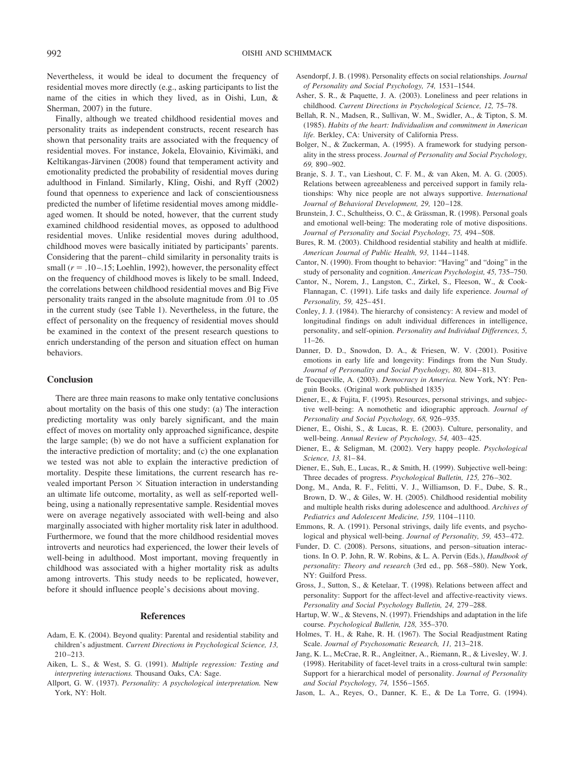Nevertheless, it would be ideal to document the frequency of residential moves more directly (e.g., asking participants to list the name of the cities in which they lived, as in Oishi, Lun, & Sherman, 2007) in the future.

Finally, although we treated childhood residential moves and personality traits as independent constructs, recent research has shown that personality traits are associated with the frequency of residential moves. For instance, Jokela, Elovainio, Kivimäki, and Keltikangas-Järvinen (2008) found that temperament activity and emotionality predicted the probability of residential moves during adulthood in Finland. Similarly, Kling, Oishi, and Ryff (2002) found that openness to experience and lack of conscientiousness predicted the number of lifetime residential moves among middle-aged women. It should be noted, however, that the current study examined childhood residential moves, as opposed to adulthood residential moves. Unlike residential moves during adulthood, childhood moves were basically initiated by participants' parents. Considering that the parent–child similarity in personality traits is small ($r = .10–.15$; Loehlin, 1992), however, the personality effect on the frequency of childhood moves is likely to be small. Indeed, the correlations between childhood residential moves and Big Five personality traits ranged in the absolute magnitude from .01 to .05 in the current study (see Table 1). Nevertheless, in the future, the effect of personality on the frequency of residential moves should be examined in the context of the present research questions to enrich understanding of the person and situation effect on human behaviors.

## Conclusion

There are three main reasons to make only tentative conclusions about mortality on the basis of this one study: (a) The interaction predicting mortality was only barely significant, and the main effect of moves on mortality only approached significance, despite the large sample; (b) we do not have a sufficient explanation for the interactive prediction of mortality; and (c) the one explanation we tested was not able to explain the interactive prediction of mortality. Despite these limitations, the current research has revealed important Person $\times$ Situation interaction in understanding an ultimate life outcome, mortality, as well as self-reported well-being, using a nationally representative sample. Residential moves were on average negatively associated with well-being and also marginally associated with higher mortality risk later in adulthood. Furthermore, we found that the more childhood residential moves introverts and neurotics had experienced, the lower their levels of well-being in adulthood. Most important, moving frequently in childhood was associated with a higher mortality risk as adults among introverts. This study needs to be replicated, however, before it should influence people's decisions about moving.

## References

Adam, E. K. (2004). Beyond quality: Parental and residential stability and children's adjustment. *Current Directions in Psychological Science, 13,* 210–213.

Aiken, L. S., & West, S. G. (1991). *Multiple regression: Testing and interpreting interactions.* Thousand Oaks, CA: Sage.

Allport, G. W. (1937). *Personality: A psychological interpretation.* New York, NY: Holt.

Asendorpf, J. B. (1998). Personality effects on social relationships. *Journal of Personality and Social Psychology, 74,* 1531–1544.

Asher, S. R., & Paquette, J. A. (2003). Loneliness and peer relations in childhood. *Current Directions in Psychological Science, 12,* 75–78.

Bellah, R. N., Madsen, R., Sullivan, W. M., Swidler, A., & Tipton, S. M. (1985). *Habits of the heart: Individualism and commitment in American life.* Berkley, CA: University of California Press.

Bolger, N., & Zuckerman, A. (1995). A framework for studying personality in the stress process. *Journal of Personality and Social Psychology, 69,* 890–902.

Branje, S. J. T., van Lieshout, C. F. M., & van Aken, M. A. G. (2005). Relations between agreeableness and perceived support in family relationships: Why nice people are not always supportive. *International Journal of Behavioral Development, 29,* 120–128.

Brunstein, J. C., Schultheiss, O. C., & Grässman, R. (1998). Personal goals and emotional well-being: The moderating role of motive dispositions. *Journal of Personality and Social Psychology, 75,* 494–508.

Bures, R. M. (2003). Childhood residential stability and health at midlife. *American Journal of Public Health, 93,* 1144–1148.

Cantor, N. (1990). From thought to behavior: "Having" and "doing" in the study of personality and cognition. *American Psychologist, 45,* 735–750.

Cantor, N., Norem, J., Langston, C., Zirkel, S., Fleeson, W., & Cook-Flannagan, C. (1991). Life tasks and daily life experience. *Journal of Personality, 59,* 425–451.

Conley, J. J. (1984). The hierarchy of consistency: A review and model of longitudinal findings on adult individual differences in intelligence, personality, and self-opinion. *Personality and Individual Differences, 5,* 11–26.

Danner, D. D., Snowdon, D. A., & Friesen, W. V. (2001). Positive emotions in early life and longevity: Findings from the Nun Study. *Journal of Personality and Social Psychology, 80,* 804–813.

de Tocqueville, A. (2003). *Democracy in America.* New York, NY: Penguin Books. (Original work published 1835)

Diener, E., & Fujita, F. (1995). Resources, personal strivings, and subjective well-being: A nomothetic and idiographic approach. *Journal of Personality and Social Psychology, 68,* 926–935.

Diener, E., Oishi, S., & Lucas, R. E. (2003). Culture, personality, and well-being. *Annual Review of Psychology, 54,* 403–425.

Diener, E., & Seligman, M. (2002). Very happy people. *Psychological Science, 13,* 81–84.

Diener, E., Suh, E., Lucas, R., & Smith, H. (1999). Subjective well-being: Three decades of progress. *Psychological Bulletin, 125,* 276–302.

Dong, M., Anda, R. F., Felitti, V. J., Williamson, D. F., Dube, S. R., Brown, D. W., & Giles, W. H. (2005). Childhood residential mobility and multiple health risks during adolescence and adulthood. *Archives of Pediatrics and Adolescent Medicine, 159,* 1104–1110.

Emmons, R. A. (1991). Personal strivings, daily life events, and psychological and physical well-being. *Journal of Personality, 59,* 453–472.

Funder, D. C. (2008). Persons, situations, and person–situation interactions. In O. P. John, R. W. Robins, & L. A. Pervin (Eds.), *Handbook of personality: Theory and research* (3rd ed., pp. 568–580). New York, NY: Guilford Press.

Gross, J., Sutton, S., & Ketelaar, T. (1998). Relations between affect and personality: Support for the affect-level and affective-reactivity views. *Personality and Social Psychology Bulletin, 24,* 279–288.

Hartup, W. W., & Stevens, N. (1997). Friendships and adaptation in the life course. *Psychological Bulletin, 128,* 355–370.

Holmes, T. H., & Rahe, R. H. (1967). The Social Readjustment Rating Scale. *Journal of Psychosomatic Research, 11,* 213–218.

Jang, K. L., McCrae, R. R., Angleitner, A., Riemann, R., & Livesley, W. J. (1998). Heritability of facet-level traits in a cross-cultural twin sample: Support for a hierarchical model of personality. *Journal of Personality and Social Psychology, 74,* 1556–1565.

Jason, L. A., Reyes, O., Danner, K. E., & De La Torre, G. (1994).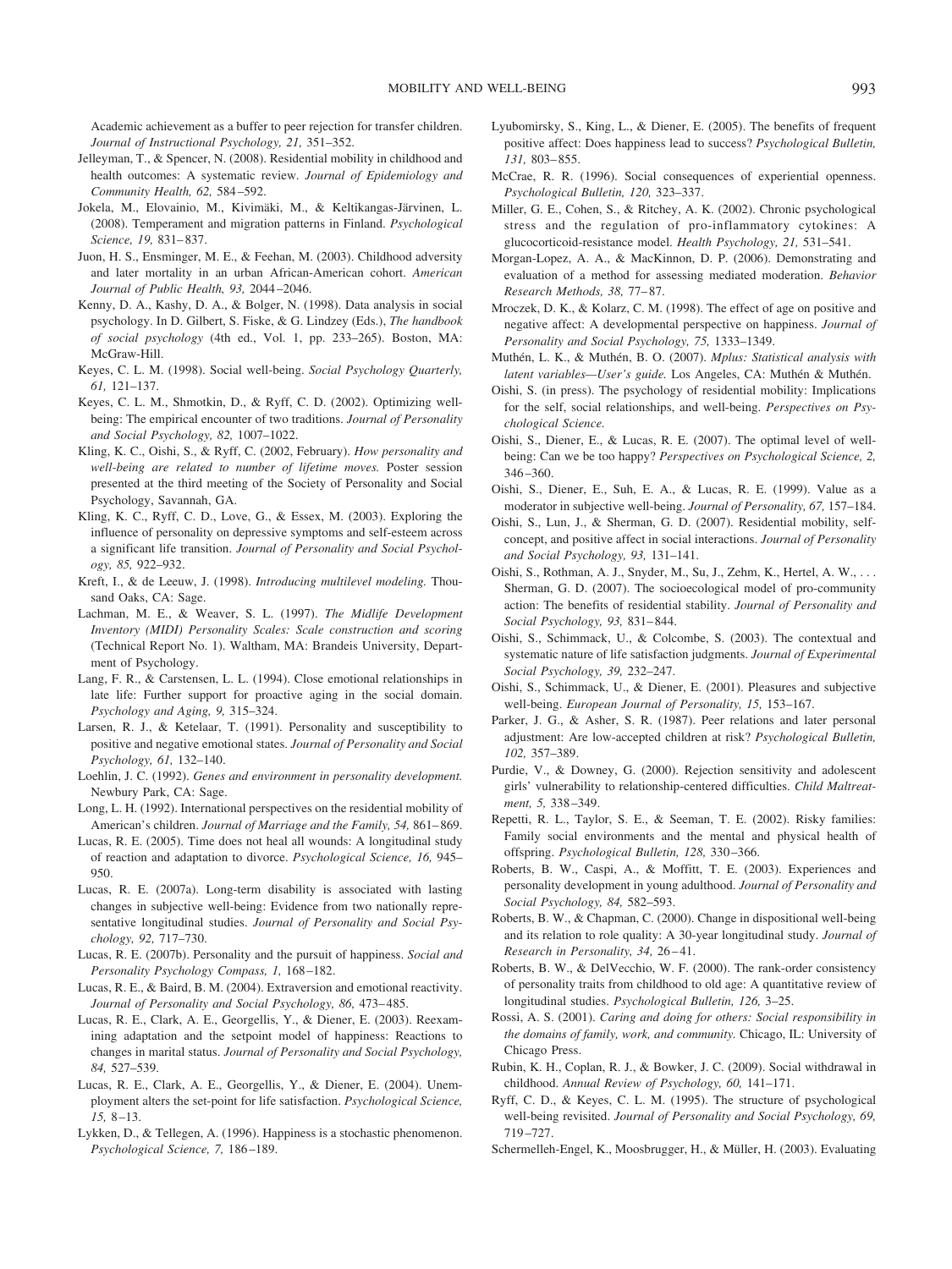Academic achievement as a buffer to peer rejection for transfer children. *Journal of Instructional Psychology, 21,* 351–352.

Jelleyman, T., & Spencer, N. (2008). Residential mobility in childhood and health outcomes: A systematic review. *Journal of Epidemiology and Community Health, 62,* 584–592.

Jokela, M., Elovainio, M., Kivimäki, M., & Keltikangas-Järvinen, L. (2008). Temperament and migration patterns in Finland. *Psychological Science, 19,* 831–837.

Juon, H. S., Ensminger, M. E., & Feehan, M. (2003). Childhood adversity and later mortality in an urban African-American cohort. *American Journal of Public Health, 93,* 2044–2046.

Kenny, D. A., Kashy, D. A., & Bolger, N. (1998). Data analysis in social psychology. In D. Gilbert, S. Fiske, & G. Lindzey (Eds.), *The handbook of social psychology* (4th ed., Vol. 1, pp. 233–265). Boston, MA: McGraw-Hill.

Keyes, C. L. M. (1998). Social well-being. *Social Psychology Quarterly, 61,* 121–137.

Keyes, C. L. M., Shmotkin, D., & Ryff, C. D. (2002). Optimizing well-being: The empirical encounter of two traditions. *Journal of Personality and Social Psychology, 82,* 1007–1022.

Kling, K. C., Oishi, S., & Ryff, C. (2002, February). *How personality and well-being are related to number of lifetime moves.* Poster session presented at the third meeting of the Society of Personality and Social Psychology, Savannah, GA.

Kling, K. C., Ryff, C. D., Love, G., & Essex, M. (2003). Exploring the influence of personality on depressive symptoms and self-esteem across a significant life transition. *Journal of Personality and Social Psychology, 85,* 922–932.

Kreft, I., & de Leeuw, J. (1998). *Introducing multilevel modeling.* Thousand Oaks, CA: Sage.

Lachman, M. E., & Weaver, S. L. (1997). *The Midlife Development Inventory (MIDI) Personality Scales: Scale construction and scoring* (Technical Report No. 1). Waltham, MA: Brandeis University, Department of Psychology.

Lang, F. R., & Carstensen, L. L. (1994). Close emotional relationships in late life: Further support for proactive aging in the social domain. *Psychology and Aging, 9,* 315–324.

Larsen, R. J., & Ketelaar, T. (1991). Personality and susceptibility to positive and negative emotional states. *Journal of Personality and Social Psychology, 61,* 132–140.

Loehlin, J. C. (1992). *Genes and environment in personality development.* Newbury Park, CA: Sage.

Long, L. H. (1992). International perspectives on the residential mobility of American's children. *Journal of Marriage and the Family, 54,* 861–869.

Lucas, R. E. (2005). Time does not heal all wounds: A longitudinal study of reaction and adaptation to divorce. *Psychological Science, 16,* 945–950.

Lucas, R. E. (2007a). Long-term disability is associated with lasting changes in subjective well-being: Evidence from two nationally representative longitudinal studies. *Journal of Personality and Social Psychology, 92,* 717–730.

Lucas, R. E. (2007b). Personality and the pursuit of happiness. *Social and Personality Psychology Compass, 1,* 168–182.

Lucas, R. E., & Baird, B. M. (2004). Extraversion and emotional reactivity. *Journal of Personality and Social Psychology, 86,* 473–485.

Lucas, R. E., Clark, A. E., Georgellis, Y., & Diener, E. (2003). Reexamining adaptation and the setpoint model of happiness: Reactions to changes in marital status. *Journal of Personality and Social Psychology, 84,* 527–539.

Lucas, R. E., Clark, A. E., Georgellis, Y., & Diener, E. (2004). Unemployment alters the set-point for life satisfaction. *Psychological Science, 15,* 8–13.

Lykken, D., & Tellegen, A. (1996). Happiness is a stochastic phenomenon. *Psychological Science, 7,* 186–189.

Lyubomirsky, S., King, L., & Diener, E. (2005). The benefits of frequent positive affect: Does happiness lead to success? *Psychological Bulletin, 131,* 803–855.

McCrae, R. R. (1996). Social consequences of experiential openness. *Psychological Bulletin, 120,* 323–337.

Miller, G. E., Cohen, S., & Ritchey, A. K. (2002). Chronic psychological stress and the regulation of pro-inflammatory cytokines: A glucocorticoid-resistance model. *Health Psychology, 21,* 531–541.

Morgan-Lopez, A. A., & MacKinnon, D. P. (2006). Demonstrating and evaluation of a method for assessing mediated moderation. *Behavior Research Methods, 38,* 77–87.

Mroczek, D. K., & Kolarz, C. M. (1998). The effect of age on positive and negative affect: A developmental perspective on happiness. *Journal of Personality and Social Psychology, 75,* 1333–1349.

Muthén, L. K., & Muthén, B. O. (2007). *Mplus: Statistical analysis with latent variables—User's guide.* Los Angeles, CA: Muthén & Muthén.

Oishi, S. (in press). The psychology of residential mobility: Implications for the self, social relationships, and well-being. *Perspectives on Psychological Science.*

Oishi, S., Diener, E., & Lucas, R. E. (2007). The optimal level of well-being: Can we be too happy? *Perspectives on Psychological Science, 2,* 346–360.

Oishi, S., Diener, E., Suh, E. A., & Lucas, R. E. (1999). Value as a moderator in subjective well-being. *Journal of Personality, 67,* 157–184.

Oishi, S., Lun, J., & Sherman, G. D. (2007). Residential mobility, self-concept, and positive affect in social interactions. *Journal of Personality and Social Psychology, 93,* 131–141.

Oishi, S., Rothman, A. J., Snyder, M., Su, J., Zehm, K., Hertel, A. W., . . . Sherman, G. D. (2007). The socioecological model of pro-community action: The benefits of residential stability. *Journal of Personality and Social Psychology, 93,* 831–844.

Oishi, S., Schimmack, U., & Colcombe, S. (2003). The contextual and systematic nature of life satisfaction judgments. *Journal of Experimental Social Psychology, 39,* 232–247.

Oishi, S., Schimmack, U., & Diener, E. (2001). Pleasures and subjective well-being. *European Journal of Personality, 15,* 153–167.

Parker, J. G., & Asher, S. R. (1987). Peer relations and later personal adjustment: Are low-accepted children at risk? *Psychological Bulletin, 102,* 357–389.

Purdie, V., & Downey, G. (2000). Rejection sensitivity and adolescent girls' vulnerability to relationship-centered difficulties. *Child Maltreatment, 5,* 338–349.

Repetti, R. L., Taylor, S. E., & Seeman, T. E. (2002). Risky families: Family social environments and the mental and physical health of offspring. *Psychological Bulletin, 128,* 330–366.

Roberts, B. W., Caspi, A., & Moffitt, T. E. (2003). Experiences and personality development in young adulthood. *Journal of Personality and Social Psychology, 84,* 582–593.

Roberts, B. W., & Chapman, C. (2000). Change in dispositional well-being and its relation to role quality: A 30-year longitudinal study. *Journal of Research in Personality, 34,* 26–41.

Roberts, B. W., & DelVecchio, W. F. (2000). The rank-order consistency of personality traits from childhood to old age: A quantitative review of longitudinal studies. *Psychological Bulletin, 126,* 3–25.

Rossi, A. S. (2001). *Caring and doing for others: Social responsibility in the domains of family, work, and community.* Chicago, IL: University of Chicago Press.

Rubin, K. H., Coplan, R. J., & Bowker, J. C. (2009). Social withdrawal in childhood. *Annual Review of Psychology, 60,* 141–171.

Ryff, C. D., & Keyes, C. L. M. (1995). The structure of psychological well-being revisited. *Journal of Personality and Social Psychology, 69,* 719–727.

Schermelleh-Engel, K., Moosbrugger, H., & Müller, H. (2003). Evaluating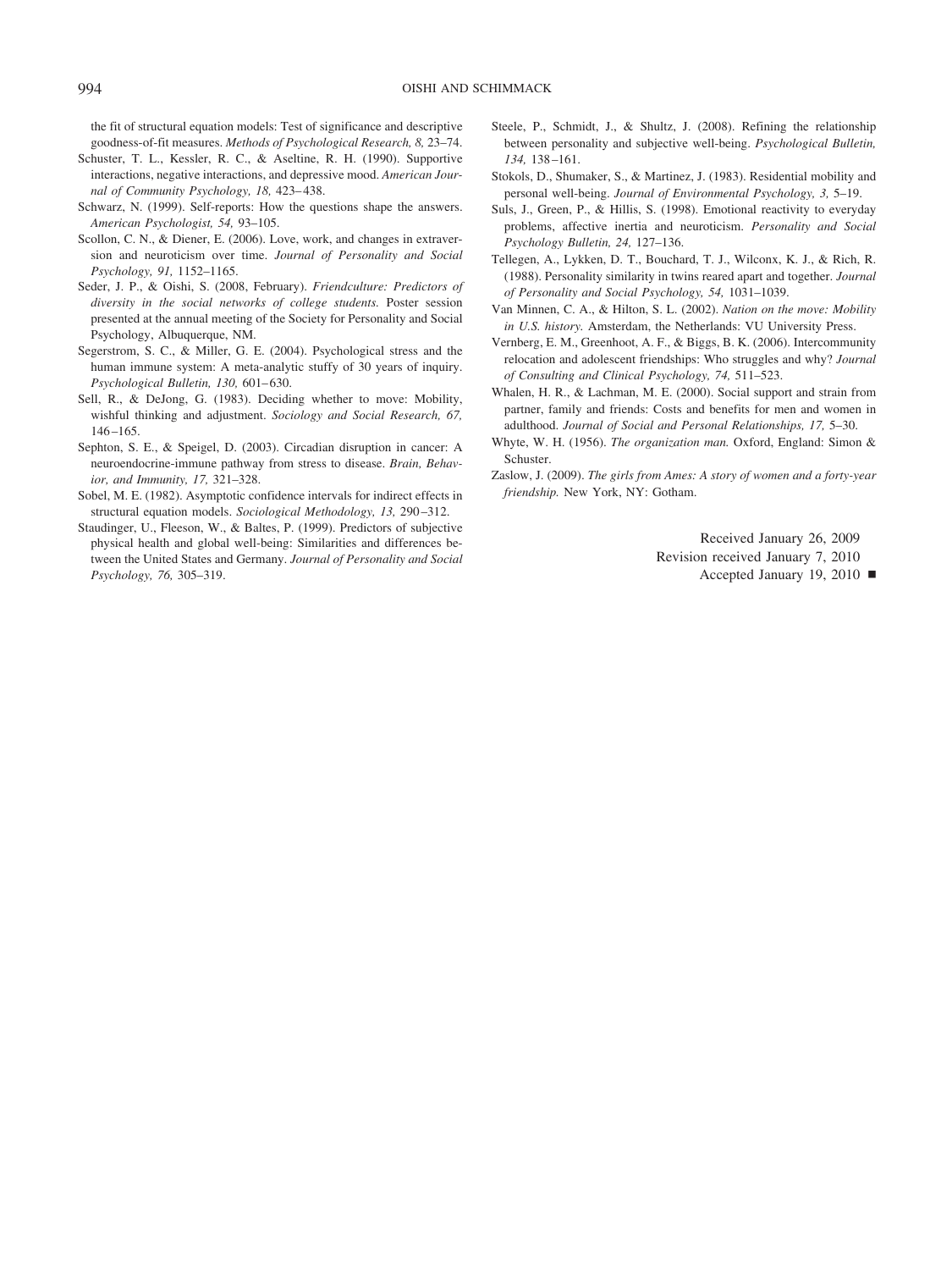the fit of structural equation models: Test of significance and descriptive goodness-of-fit measures. *Methods of Psychological Research, 8,* 23–74.

Schuster, T. L., Kessler, R. C., & Aseltine, R. H. (1990). Supportive interactions, negative interactions, and depressive mood. *American Journal of Community Psychology, 18,* 423–438.

Schwarz, N. (1999). Self-reports: How the questions shape the answers. *American Psychologist, 54,* 93–105.

Scollon, C. N., & Diener, E. (2006). Love, work, and changes in extraversion and neuroticism over time. *Journal of Personality and Social Psychology, 91,* 1152–1165.

Seder, J. P., & Oishi, S. (2008, February). *Friendculture: Predictors of diversity in the social networks of college students.* Poster session presented at the annual meeting of the Society for Personality and Social Psychology, Albuquerque, NM.

Segerstrom, S. C., & Miller, G. E. (2004). Psychological stress and the human immune system: A meta-analytic stuffy of 30 years of inquiry. *Psychological Bulletin, 130,* 601–630.

Sell, R., & DeJong, G. (1983). Deciding whether to move: Mobility, wishful thinking and adjustment. *Sociology and Social Research, 67,* 146–165.

Sephton, S. E., & Speigel, D. (2003). Circadian disruption in cancer: A neuroendocrine-immune pathway from stress to disease. *Brain, Behavior, and Immunity, 17,* 321–328.

Sobel, M. E. (1982). Asymptotic confidence intervals for indirect effects in structural equation models. *Sociological Methodology, 13,* 290–312.

Staudinger, U., Fleeson, W., & Baltes, P. (1999). Predictors of subjective physical health and global well-being: Similarities and differences between the United States and Germany. *Journal of Personality and Social Psychology, 76,* 305–319.

Steele, P., Schmidt, J., & Shultz, J. (2008). Refining the relationship between personality and subjective well-being. *Psychological Bulletin, 134,* 138–161.

Stokols, D., Shumaker, S., & Martinez, J. (1983). Residential mobility and personal well-being. *Journal of Environmental Psychology, 3,* 5–19.

Suls, J., Green, P., & Hillis, S. (1998). Emotional reactivity to everyday problems, affective inertia and neuroticism. *Personality and Social Psychology Bulletin, 24,* 127–136.

Tellegen, A., Lykken, D. T., Bouchard, T. J., Wilconx, K. J., & Rich, R. (1988). Personality similarity in twins reared apart and together. *Journal of Personality and Social Psychology, 54,* 1031–1039.

Van Minnen, C. A., & Hilton, S. L. (2002). *Nation on the move: Mobility in U.S. history.* Amsterdam, the Netherlands: VU University Press.

Vernberg, E. M., Greenhoot, A. F., & Biggs, B. K. (2006). Intercommunity relocation and adolescent friendships: Who struggles and why? *Journal of Consulting and Clinical Psychology, 74,* 511–523.

Whalen, H. R., & Lachman, M. E. (2000). Social support and strain from partner, family and friends: Costs and benefits for men and women in adulthood. *Journal of Social and Personal Relationships, 17,* 5–30.

Whyte, W. H. (1956). *The organization man.* Oxford, England: Simon & Schuster.

Zaslow, J. (2009). *The girls from Ames: A story of women and a forty-year friendship.* New York, NY: Gotham.

Received January 26, 2009
Revision received January 7, 2010
Accepted January 19, 2010 ■